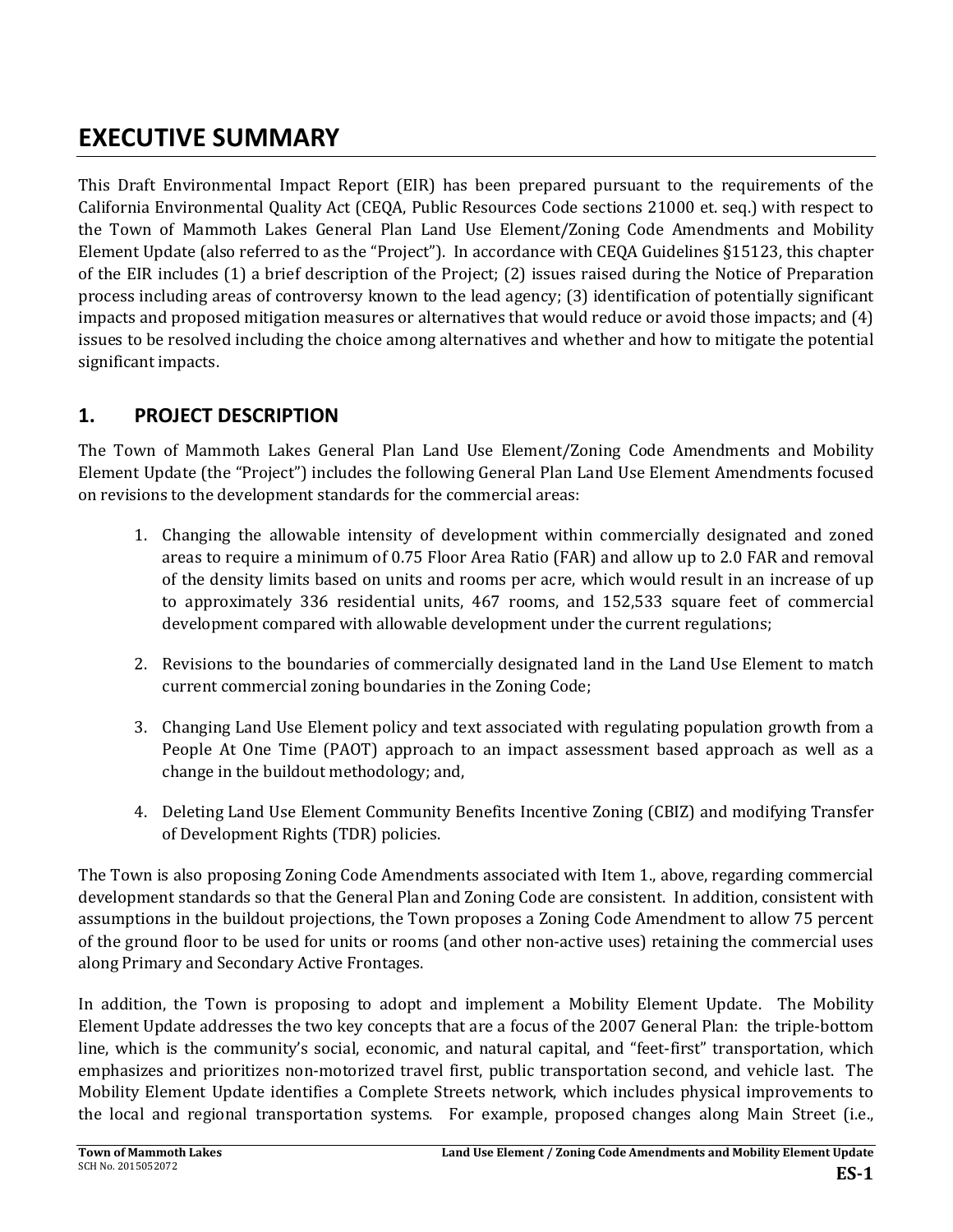# EXECUTIVE SUMMARY

This Draft Environmental Impact Report (EIR) has been prepared pursuant to the requirements of the California Environmental Quality Act (CEQA, Public Resources Code sections 21000 et. seq.) with respect to the Town of Mammoth Lakes General Plan Land Use Element/Zoning Code Amendments and Mobility Element Update (also referred to as the "Project"). In accordance with CEQA Guidelines §15123, this chapter of the EIR includes (1) a brief description of the Project; (2) issues raised during the Notice of Preparation process including areas of controversy known to the lead agency; (3) identification of potentially significant impacts and proposed mitigation measures or alternatives that would reduce or avoid those impacts; and (4) issues to be resolved including the choice among alternatives and whether and how to mitigate the potential significant impacts.

## 1. PROJECT DESCRIPTION

The Town of Mammoth Lakes General Plan Land Use Element/Zoning Code Amendments and Mobility Element Update (the "Project") includes the following General Plan Land Use Element Amendments focused on revisions to the development standards for the commercial areas:

1. Changing the allowable intensity of development within commercially designated and zoned areas to require a minimum of 0.75 Floor Area Ratio (FAR) and allow up to 2.0 FAR and removal of the density limits based on units and rooms per acre, which would result in an increase of up to approximately 336 residential units, 467 rooms, and 152,533 square feet of commercial development compared with allowable development under the current regulations;

2. Revisions to the boundaries of commercially designated land in the Land Use Element to match current commercial zoning boundaries in the Zoning Code;

3. Changing Land Use Element policy and text associated with regulating population growth from a People At One Time (PAOT) approach to an impact assessment based approach as well as a change in the buildout methodology; and,

4. Deleting Land Use Element Community Benefits Incentive Zoning (CBIZ) and modifying Transfer of Development Rights (TDR) policies.

The Town is also proposing Zoning Code Amendments associated with Item 1., above, regarding commercial development standards so that the General Plan and Zoning Code are consistent. In addition, consistent with assumptions in the buildout projections, the Town proposes a Zoning Code Amendment to allow 75 percent of the ground floor to be used for units or rooms (and other non-active uses) retaining the commercial uses along Primary and Secondary Active Frontages.

In addition, the Town is proposing to adopt and implement a Mobility Element Update. The Mobility Element Update addresses the two key concepts that are a focus of the 2007 General Plan: the triple-bottom line, which is the community's social, economic, and natural capital, and "feet-first" transportation, which emphasizes and prioritizes non-motorized travel first, public transportation second, and vehicle last. The Mobility Element Update identifies a Complete Streets network, which includes physical improvements to the local and regional transportation systems. For example, proposed changes along Main Street (i.e.,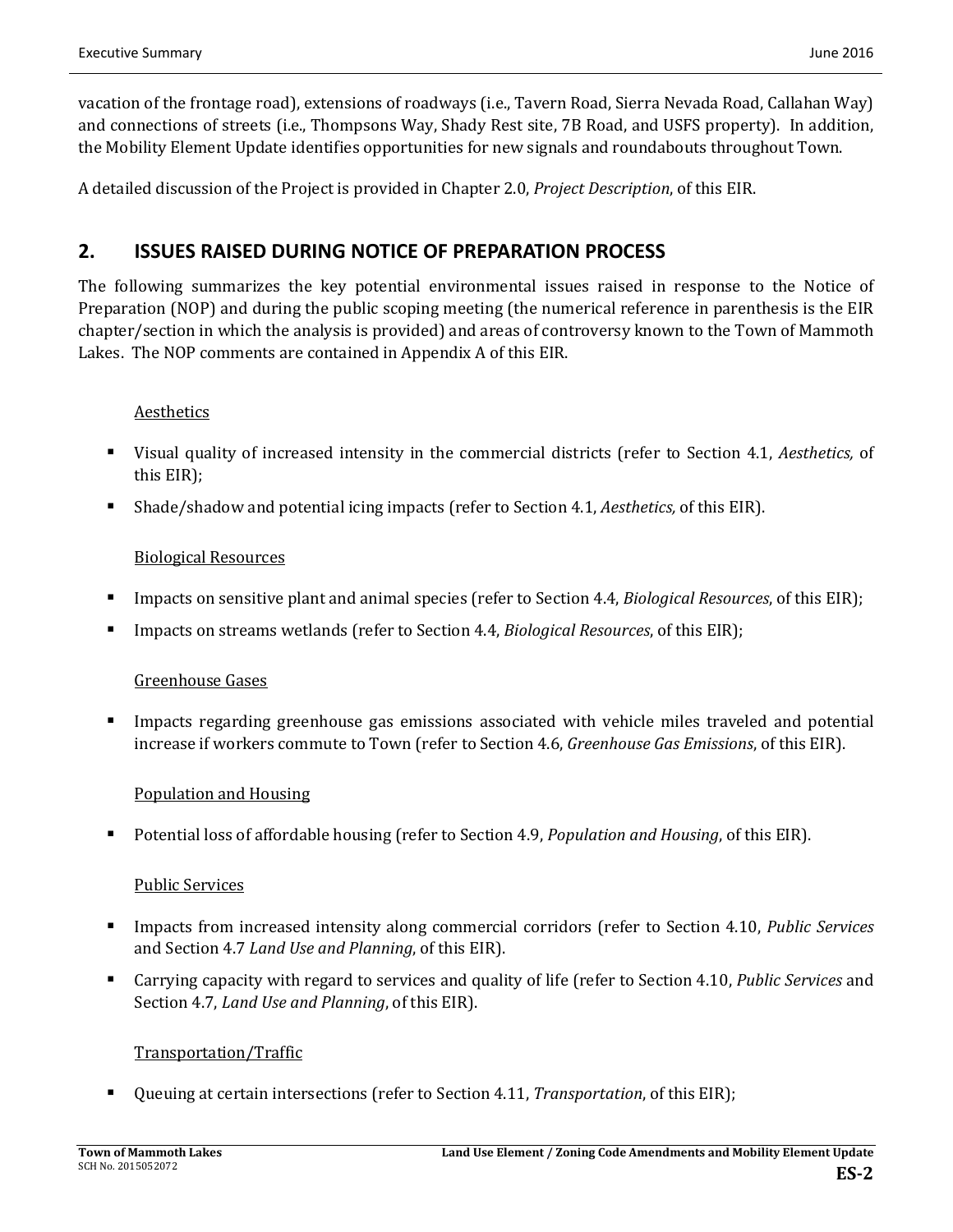vacation of the frontage road), extensions of roadways (i.e., Tavern Road, Sierra Nevada Road, Callahan Way) and connections of streets (i.e., Thompsons Way, Shady Rest site, 7B Road, and USFS property). In addition, the Mobility Element Update identifies opportunities for new signals and roundabouts throughout Town.

A detailed discussion of the Project is provided in Chapter 2.0, *Project Description*, of this EIR.

## 2. ISSUES RAISED DURING NOTICE OF PREPARATION PROCESS

The following summarizes the key potential environmental issues raised in response to the Notice of Preparation (NOP) and during the public scoping meeting (the numerical reference in parenthesis is the EIR chapter/section in which the analysis is provided) and areas of controversy known to the Town of Mammoth Lakes. The NOP comments are contained in Appendix A of this EIR.

<u>Aesthetics</u>

- Visual quality of increased intensity in the commercial districts (refer to Section 4.1, *Aesthetics,* of this EIR);
- Shade/shadow and potential icing impacts (refer to Section 4.1, *Aesthetics,* of this EIR).

<u>Biological Resources</u>

- Impacts on sensitive plant and animal species (refer to Section 4.4, *Biological Resources*, of this EIR);
- Impacts on streams wetlands (refer to Section 4.4, *Biological Resources*, of this EIR);

<u>Greenhouse Gases</u>

- Impacts regarding greenhouse gas emissions associated with vehicle miles traveled and potential increase if workers commute to Town (refer to Section 4.6, *Greenhouse Gas Emissions*, of this EIR).

<u>Population and Housing</u>

- Potential loss of affordable housing (refer to Section 4.9, *Population and Housing*, of this EIR).

<u>Public Services</u>

- Impacts from increased intensity along commercial corridors (refer to Section 4.10, *Public Services* and Section 4.7 *Land Use and Planning*, of this EIR).
- Carrying capacity with regard to services and quality of life (refer to Section 4.10, *Public Services* and Section 4.7, *Land Use and Planning*, of this EIR).

<u>Transportation/Traffic</u>

- Queuing at certain intersections (refer to Section 4.11, *Transportation*, of this EIR);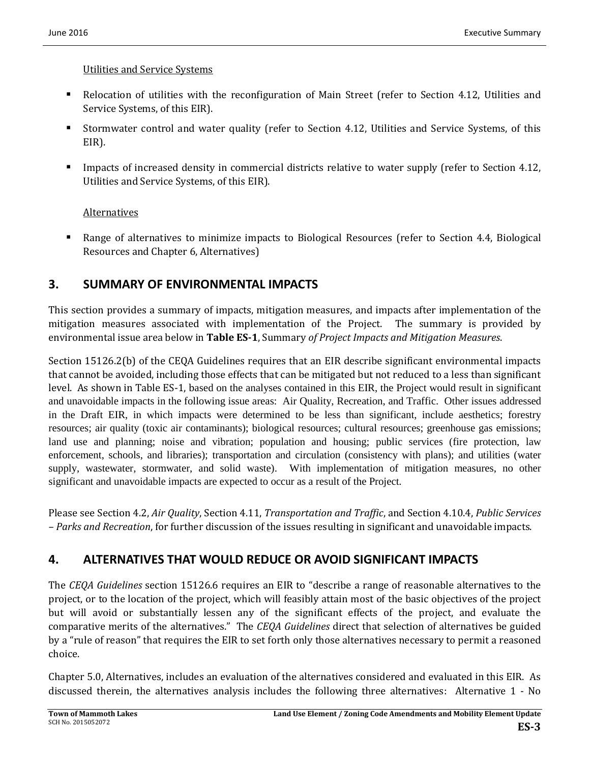Utilities and Service Systems

- Relocation of utilities with the reconfiguration of Main Street (refer to Section 4.12, Utilities and Service Systems, of this EIR).
- Stormwater control and water quality (refer to Section 4.12, Utilities and Service Systems, of this EIR).
- Impacts of increased density in commercial districts relative to water supply (refer to Section 4.12, Utilities and Service Systems, of this EIR).

Alternatives

- Range of alternatives to minimize impacts to Biological Resources (refer to Section 4.4, Biological Resources and Chapter 6, Alternatives)

## 3. SUMMARY OF ENVIRONMENTAL IMPACTS

This section provides a summary of impacts, mitigation measures, and impacts after implementation of the mitigation measures associated with implementation of the Project. The summary is provided by environmental issue area below in **Table ES-1**, Summary *of Project Impacts and Mitigation Measures*.

Section 15126.2(b) of the CEQA Guidelines requires that an EIR describe significant environmental impacts that cannot be avoided, including those effects that can be mitigated but not reduced to a less than significant level. As shown in Table ES-1, based on the analyses contained in this EIR, the Project would result in significant and unavoidable impacts in the following issue areas: Air Quality, Recreation, and Traffic. Other issues addressed in the Draft EIR, in which impacts were determined to be less than significant, include aesthetics; forestry resources; air quality (toxic air contaminants); biological resources; cultural resources; greenhouse gas emissions; land use and planning; noise and vibration; population and housing; public services (fire protection, law enforcement, schools, and libraries); transportation and circulation (consistency with plans); and utilities (water supply, wastewater, stormwater, and solid waste). With implementation of mitigation measures, no other significant and unavoidable impacts are expected to occur as a result of the Project.

Please see Section 4.2, *Air Quality*, Section 4.11, *Transportation and Traffic*, and Section 4.10.4, *Public Services – Parks and Recreation*, for further discussion of the issues resulting in significant and unavoidable impacts.

## 4. ALTERNATIVES THAT WOULD REDUCE OR AVOID SIGNIFICANT IMPACTS

The *CEQA Guidelines* section 15126.6 requires an EIR to "describe a range of reasonable alternatives to the project, or to the location of the project, which will feasibly attain most of the basic objectives of the project but will avoid or substantially lessen any of the significant effects of the project, and evaluate the comparative merits of the alternatives." The *CEQA Guidelines* direct that selection of alternatives be guided by a "rule of reason" that requires the EIR to set forth only those alternatives necessary to permit a reasoned choice.

Chapter 5.0, Alternatives, includes an evaluation of the alternatives considered and evaluated in this EIR. As discussed therein, the alternatives analysis includes the following three alternatives: Alternative 1 - No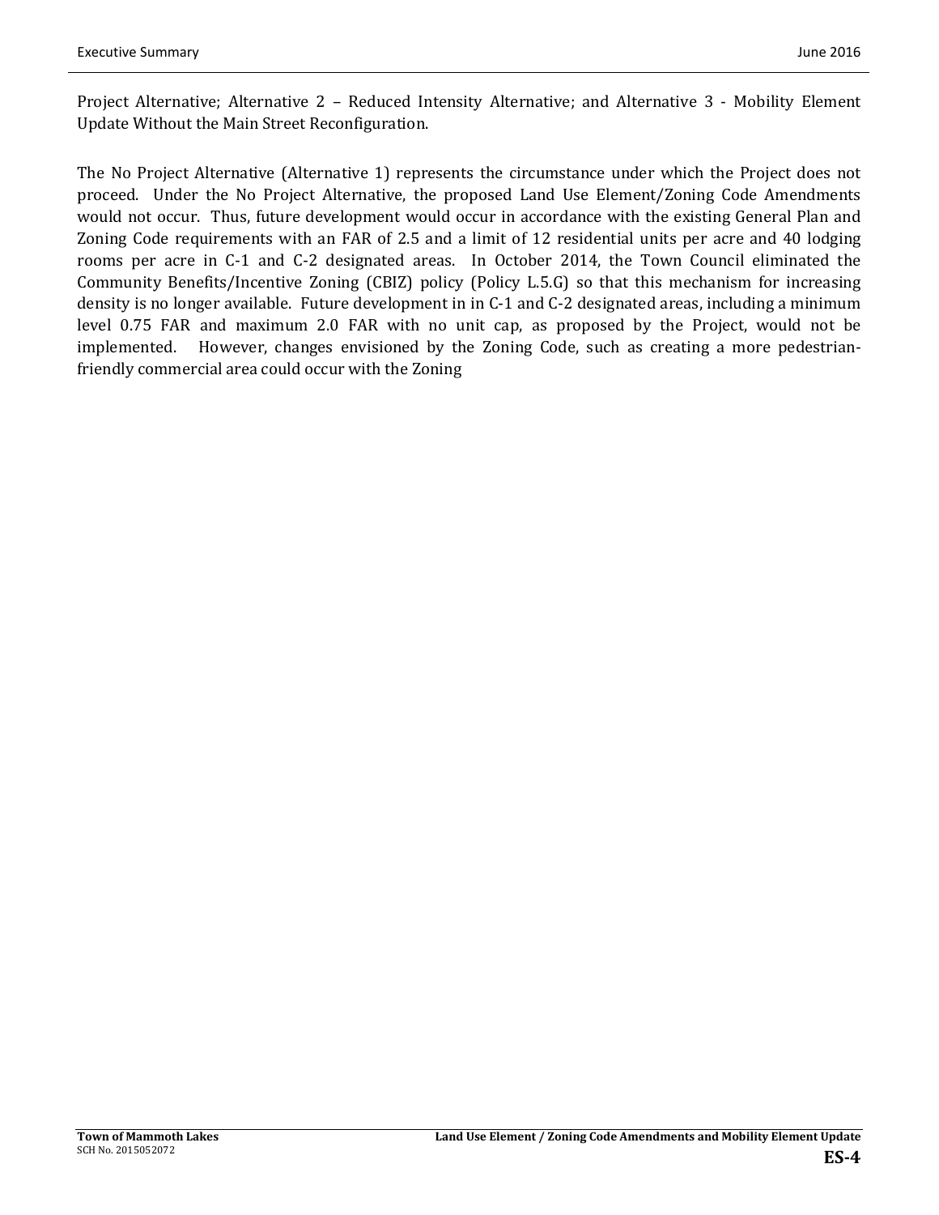Project Alternative; Alternative 2 – Reduced Intensity Alternative; and Alternative 3 - Mobility Element Update Without the Main Street Reconfiguration.

The No Project Alternative (Alternative 1) represents the circumstance under which the Project does not proceed. Under the No Project Alternative, the proposed Land Use Element/Zoning Code Amendments would not occur. Thus, future development would occur in accordance with the existing General Plan and Zoning Code requirements with an FAR of 2.5 and a limit of 12 residential units per acre and 40 lodging rooms per acre in C-1 and C-2 designated areas. In October 2014, the Town Council eliminated the Community Benefits/Incentive Zoning (CBIZ) policy (Policy L.5.G) so that this mechanism for increasing density is no longer available. Future development in in C-1 and C-2 designated areas, including a minimum level 0.75 FAR and maximum 2.0 FAR with no unit cap, as proposed by the Project, would not be implemented. However, changes envisioned by the Zoning Code, such as creating a more pedestrian-friendly commercial area could occur with the Zoning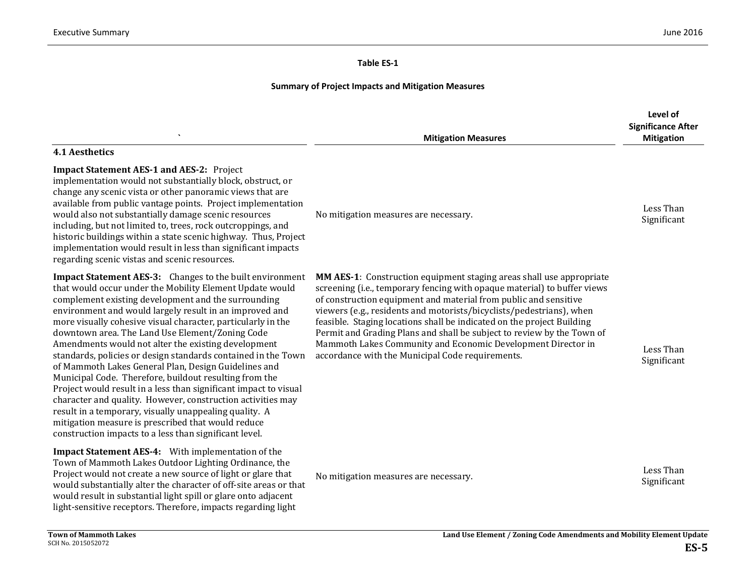**Table ES-1**

**Summary of Project Impacts and Mitigation Measures**

| ` | Mitigation Measures | Level of Significance After Mitigation |
|---|---|---|
| **4.1 Aesthetics** | | |
| **Impact Statement AES-1 and AES-2:** Project implementation would not substantially block, obstruct, or change any scenic vista or other panoramic views that are available from public vantage points. Project implementation would also not substantially damage scenic resources including, but not limited to, trees, rock outcroppings, and historic buildings within a state scenic highway. Thus, Project implementation would result in less than significant impacts regarding scenic vistas and scenic resources. | No mitigation measures are necessary. | Less Than Significant |
| **Impact Statement AES-3:** Changes to the built environment that would occur under the Mobility Element Update would complement existing development and the surrounding environment and would largely result in an improved and more visually cohesive visual character, particularly in the downtown area. The Land Use Element/Zoning Code Amendments would not alter the existing development standards, policies or design standards contained in the Town of Mammoth Lakes General Plan, Design Guidelines and Municipal Code. Therefore, buildout resulting from the Project would result in a less than significant impact to visual character and quality. However, construction activities may result in a temporary, visually unappealing quality. A mitigation measure is prescribed that would reduce construction impacts to a less than significant level. | **MM AES-1**: Construction equipment staging areas shall use appropriate screening (i.e., temporary fencing with opaque material) to buffer views of construction equipment and material from public and sensitive viewers (e.g., residents and motorists/bicyclists/pedestrians), when feasible. Staging locations shall be indicated on the project Building Permit and Grading Plans and shall be subject to review by the Town of Mammoth Lakes Community and Economic Development Director in accordance with the Municipal Code requirements. | Less Than Significant |
| **Impact Statement AES-4:** With implementation of the Town of Mammoth Lakes Outdoor Lighting Ordinance, the Project would not create a new source of light or glare that would substantially alter the character of off-site areas or that would result in substantial light spill or glare onto adjacent light-sensitive receptors. Therefore, impacts regarding light | No mitigation measures are necessary. | Less Than Significant |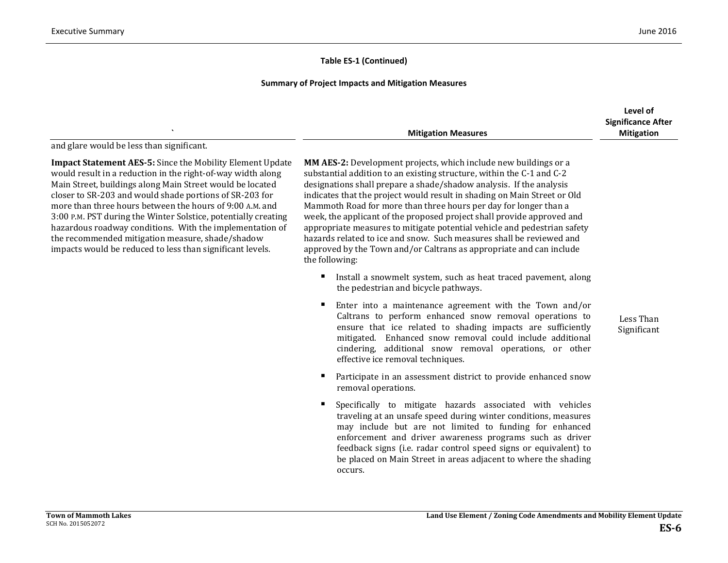**Table ES-1 (Continued)**

**Summary of Project Impacts and Mitigation Measures**

| ` | Mitigation Measures | Level of Significance After Mitigation |
|---|---|---|
| and glare would be less than significant. | | |
| **Impact Statement AES-5:** Since the Mobility Element Update would result in a reduction in the right-of-way width along Main Street, buildings along Main Street would be located closer to SR-203 and would shade portions of SR-203 for more than three hours between the hours of 9:00 A.M. and 3:00 P.M. PST during the Winter Solstice, potentially creating hazardous roadway conditions. With the implementation of the recommended mitigation measure, shade/shadow impacts would be reduced to less than significant levels. | **MM AES-2:** Development projects, which include new buildings or a substantial addition to an existing structure, within the C-1 and C-2 designations shall prepare a shade/shadow analysis. If the analysis indicates that the project would result in shading on Main Street or Old Mammoth Road for more than three hours per day for longer than a week, the applicant of the proposed project shall provide approved and appropriate measures to mitigate potential vehicle and pedestrian safety hazards related to ice and snow. Such measures shall be reviewed and approved by the Town and/or Caltrans as appropriate and can include the following:<br>▪ Install a snowmelt system, such as heat traced pavement, along the pedestrian and bicycle pathways.<br>▪ Enter into a maintenance agreement with the Town and/or Caltrans to perform enhanced snow removal operations to ensure that ice related to shading impacts are sufficiently mitigated. Enhanced snow removal could include additional cindering, additional snow removal operations, or other effective ice removal techniques.<br>▪ Participate in an assessment district to provide enhanced snow removal operations.<br>▪ Specifically to mitigate hazards associated with vehicles traveling at an unsafe speed during winter conditions, measures may include but are not limited to funding for enhanced enforcement and driver awareness programs such as driver feedback signs (i.e. radar control speed signs or equivalent) to be placed on Main Street in areas adjacent to where the shading occurs. | Less Than Significant |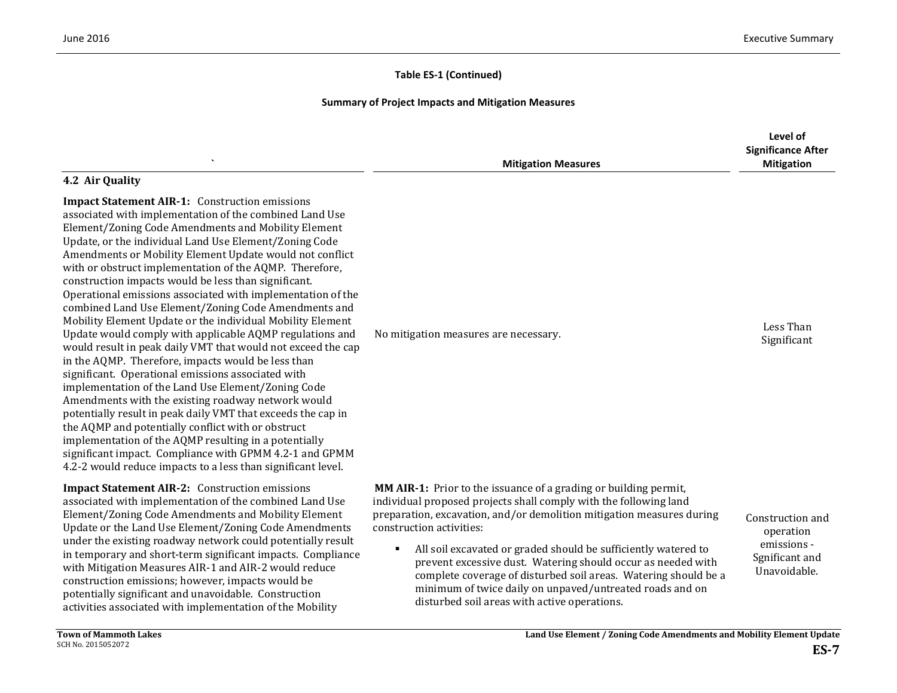**Table ES-1 (Continued)**

**Summary of Project Impacts and Mitigation Measures**

| ` | Mitigation Measures | Level of Significance After Mitigation |
|---|---|---|
| **4.2 Air Quality** | | |
| **Impact Statement AIR-1:** Construction emissions associated with implementation of the combined Land Use Element/Zoning Code Amendments and Mobility Element Update, or the individual Land Use Element/Zoning Code Amendments or Mobility Element Update would not conflict with or obstruct implementation of the AQMP. Therefore, construction impacts would be less than significant. Operational emissions associated with implementation of the combined Land Use Element/Zoning Code Amendments and Mobility Element Update or the individual Mobility Element Update would comply with applicable AQMP regulations and would result in peak daily VMT that would not exceed the cap in the AQMP. Therefore, impacts would be less than significant. Operational emissions associated with implementation of the Land Use Element/Zoning Code Amendments with the existing roadway network would potentially result in peak daily VMT that exceeds the cap in the AQMP and potentially conflict with or obstruct implementation of the AQMP resulting in a potentially significant impact. Compliance with GPMM 4.2-1 and GPMM 4.2-2 would reduce impacts to a less than significant level. | No mitigation measures are necessary. | Less Than Significant |
| **Impact Statement AIR-2:** Construction emissions associated with implementation of the combined Land Use Element/Zoning Code Amendments and Mobility Element Update or the Land Use Element/Zoning Code Amendments under the existing roadway network could potentially result in temporary and short-term significant impacts. Compliance with Mitigation Measures AIR-1 and AIR-2 would reduce construction emissions; however, impacts would be potentially significant and unavoidable. Construction activities associated with implementation of the Mobility | **MM AIR-1:** Prior to the issuance of a grading or building permit, individual proposed projects shall comply with the following land preparation, excavation, and/or demolition mitigation measures during construction activities:<br><br>▪ All soil excavated or graded should be sufficiently watered to prevent excessive dust. Watering should occur as needed with complete coverage of disturbed soil areas. Watering should be a minimum of twice daily on unpaved/untreated roads and on disturbed soil areas with active operations. | Construction and operation emissions - Sgnificant and Unavoidable. |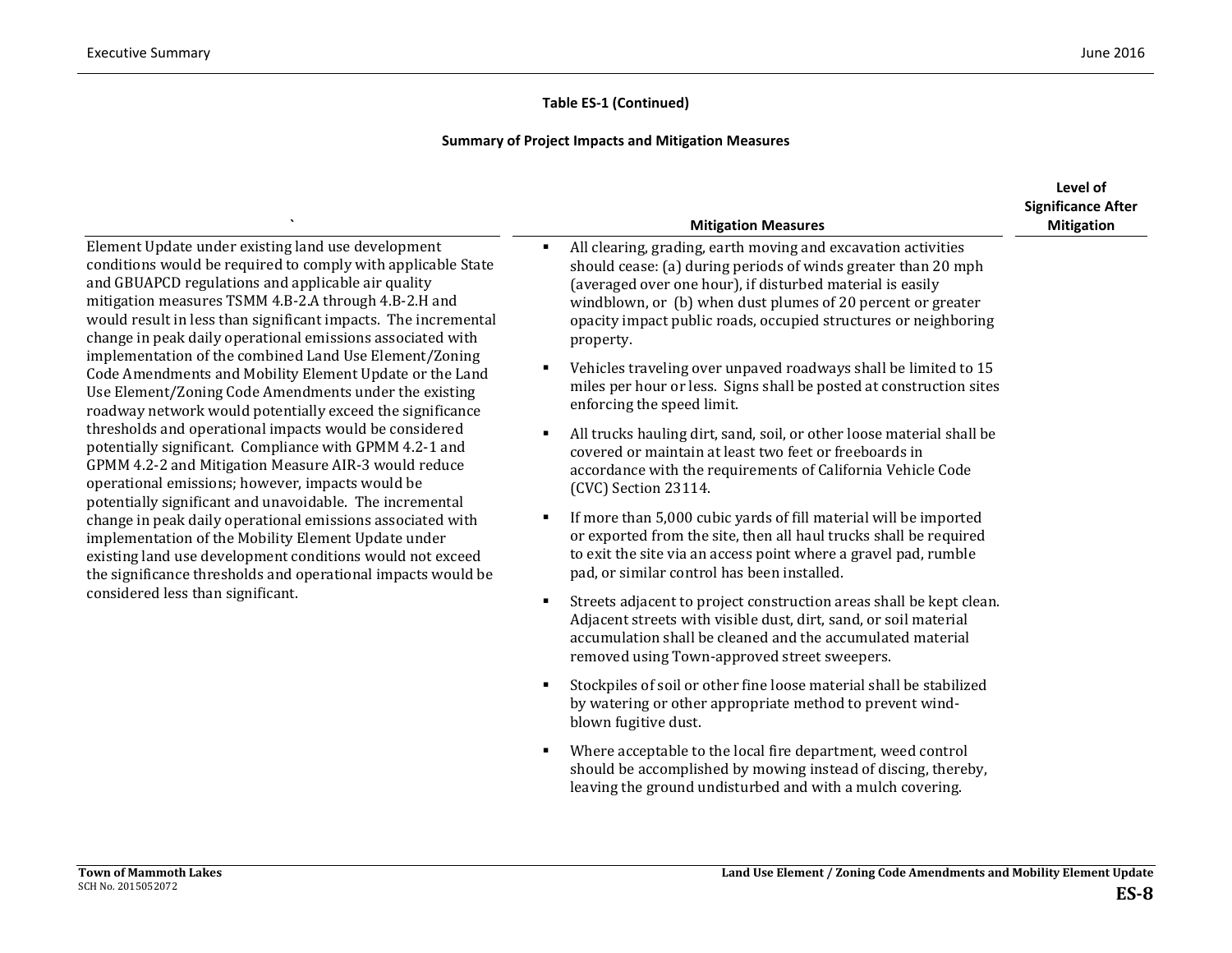**Table ES-1 (Continued)**

**Summary of Project Impacts and Mitigation Measures**

| ` | Mitigation Measures | Level of Significance After Mitigation |
|---|---|---|
| Element Update under existing land use development conditions would be required to comply with applicable State and GBUAPCD regulations and applicable air quality mitigation measures TSMM 4.B-2.A through 4.B-2.H and would result in less than significant impacts. The incremental change in peak daily operational emissions associated with implementation of the combined Land Use Element/Zoning Code Amendments and Mobility Element Update or the Land Use Element/Zoning Code Amendments under the existing roadway network would potentially exceed the significance thresholds and operational impacts would be considered potentially significant. Compliance with GPMM 4.2-1 and GPMM 4.2-2 and Mitigation Measure AIR-3 would reduce operational emissions; however, impacts would be potentially significant and unavoidable. The incremental change in peak daily operational emissions associated with implementation of the Mobility Element Update under existing land use development conditions would not exceed the significance thresholds and operational impacts would be considered less than significant. | ▪ All clearing, grading, earth moving and excavation activities should cease: (a) during periods of winds greater than 20 mph (averaged over one hour), if disturbed material is easily windblown, or (b) when dust plumes of 20 percent or greater opacity impact public roads, occupied structures or neighboring property.<br><br>▪ Vehicles traveling over unpaved roadways shall be limited to 15 miles per hour or less. Signs shall be posted at construction sites enforcing the speed limit.<br><br>▪ All trucks hauling dirt, sand, soil, or other loose material shall be covered or maintain at least two feet or freeboards in accordance with the requirements of California Vehicle Code (CVC) Section 23114.<br><br>▪ If more than 5,000 cubic yards of fill material will be imported or exported from the site, then all haul trucks shall be required to exit the site via an access point where a gravel pad, rumble pad, or similar control has been installed.<br><br>▪ Streets adjacent to project construction areas shall be kept clean. Adjacent streets with visible dust, dirt, sand, or soil material accumulation shall be cleaned and the accumulated material removed using Town-approved street sweepers.<br><br>▪ Stockpiles of soil or other fine loose material shall be stabilized by watering or other appropriate method to prevent wind-blown fugitive dust.<br><br>▪ Where acceptable to the local fire department, weed control should be accomplished by mowing instead of discing, thereby, leaving the ground undisturbed and with a mulch covering. | |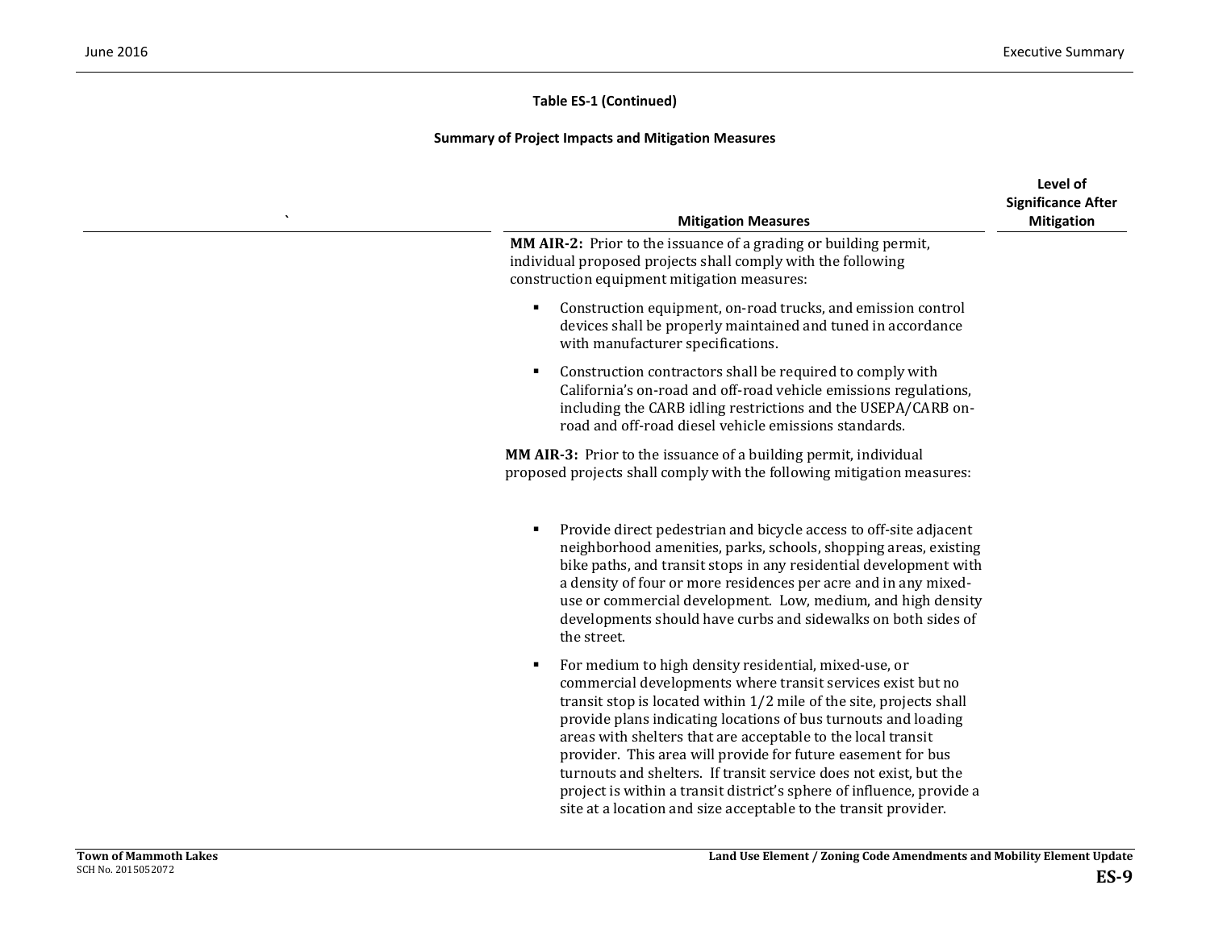**Table ES-1 (Continued)**

**Summary of Project Impacts and Mitigation Measures**

| ` | Mitigation Measures | Level of Significance After Mitigation |
|---|---|---|
| | **MM AIR-2:** Prior to the issuance of a grading or building permit, individual proposed projects shall comply with the following construction equipment mitigation measures:<br><br>▪ Construction equipment, on-road trucks, and emission control devices shall be properly maintained and tuned in accordance with manufacturer specifications.<br><br>▪ Construction contractors shall be required to comply with California's on-road and off-road vehicle emissions regulations, including the CARB idling restrictions and the USEPA/CARB on-road and off-road diesel vehicle emissions standards.<br><br>**MM AIR-3:** Prior to the issuance of a building permit, individual proposed projects shall comply with the following mitigation measures:<br><br>▪ Provide direct pedestrian and bicycle access to off-site adjacent neighborhood amenities, parks, schools, shopping areas, existing bike paths, and transit stops in any residential development with a density of four or more residences per acre and in any mixed-use or commercial development. Low, medium, and high density developments should have curbs and sidewalks on both sides of the street.<br><br>▪ For medium to high density residential, mixed-use, or commercial developments where transit services exist but no transit stop is located within 1/2 mile of the site, projects shall provide plans indicating locations of bus turnouts and loading areas with shelters that are acceptable to the local transit provider. This area will provide for future easement for bus turnouts and shelters. If transit service does not exist, but the project is within a transit district's sphere of influence, provide a site at a location and size acceptable to the transit provider. | |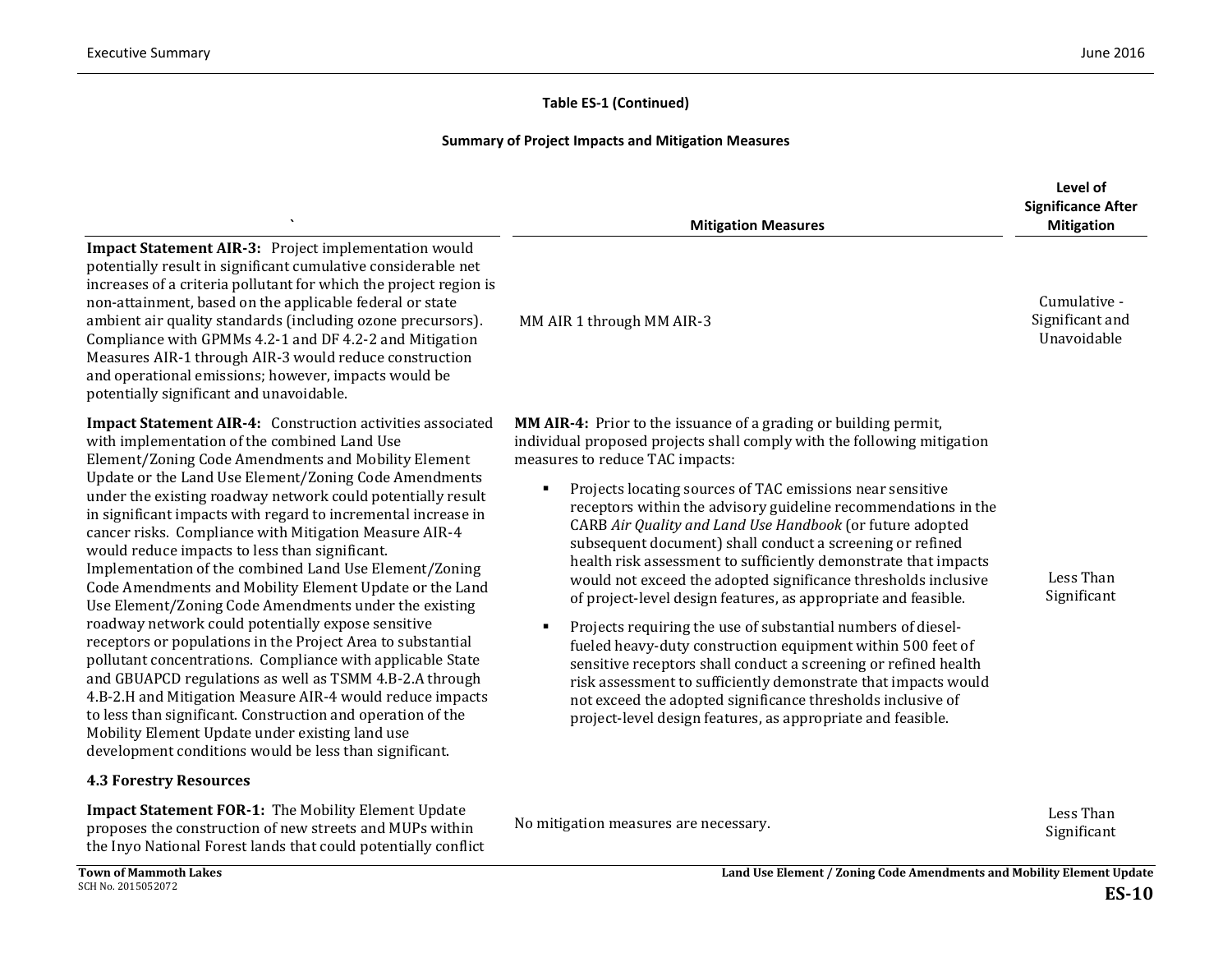**Table ES-1 (Continued)**

**Summary of Project Impacts and Mitigation Measures**

| ` | Mitigation Measures | Level of Significance After Mitigation |
|---|---|---|
| **Impact Statement AIR-3:** Project implementation would potentially result in significant cumulative considerable net increases of a criteria pollutant for which the project region is non-attainment, based on the applicable federal or state ambient air quality standards (including ozone precursors). Compliance with GPMMs 4.2-1 and DF 4.2-2 and Mitigation Measures AIR-1 through AIR-3 would reduce construction and operational emissions; however, impacts would be potentially significant and unavoidable. | MM AIR 1 through MM AIR-3 | Cumulative - Significant and Unavoidable |
| **Impact Statement AIR-4:** Construction activities associated with implementation of the combined Land Use Element/Zoning Code Amendments and Mobility Element Update or the Land Use Element/Zoning Code Amendments under the existing roadway network could potentially result in significant impacts with regard to incremental increase in cancer risks. Compliance with Mitigation Measure AIR-4 would reduce impacts to less than significant. Implementation of the combined Land Use Element/Zoning Code Amendments and Mobility Element Update or the Land Use Element/Zoning Code Amendments under the existing roadway network could potentially expose sensitive receptors or populations in the Project Area to substantial pollutant concentrations. Compliance with applicable State and GBUAPCD regulations as well as TSMM 4.B-2.A through 4.B-2.H and Mitigation Measure AIR-4 would reduce impacts to less than significant. Construction and operation of the Mobility Element Update under existing land use development conditions would be less than significant. | **MM AIR-4:** Prior to the issuance of a grading or building permit, individual proposed projects shall comply with the following mitigation measures to reduce TAC impacts:<br>▪ Projects locating sources of TAC emissions near sensitive receptors within the advisory guideline recommendations in the CARB *Air Quality and Land Use Handbook* (or future adopted subsequent document) shall conduct a screening or refined health risk assessment to sufficiently demonstrate that impacts would not exceed the adopted significance thresholds inclusive of project-level design features, as appropriate and feasible.<br>▪ Projects requiring the use of substantial numbers of diesel-fueled heavy-duty construction equipment within 500 feet of sensitive receptors shall conduct a screening or refined health risk assessment to sufficiently demonstrate that impacts would not exceed the adopted significance thresholds inclusive of project-level design features, as appropriate and feasible. | Less Than Significant |
| **4.3 Forestry Resources** | | |
| **Impact Statement FOR-1:** The Mobility Element Update proposes the construction of new streets and MUPs within the Inyo National Forest lands that could potentially conflict | No mitigation measures are necessary. | Less Than Significant |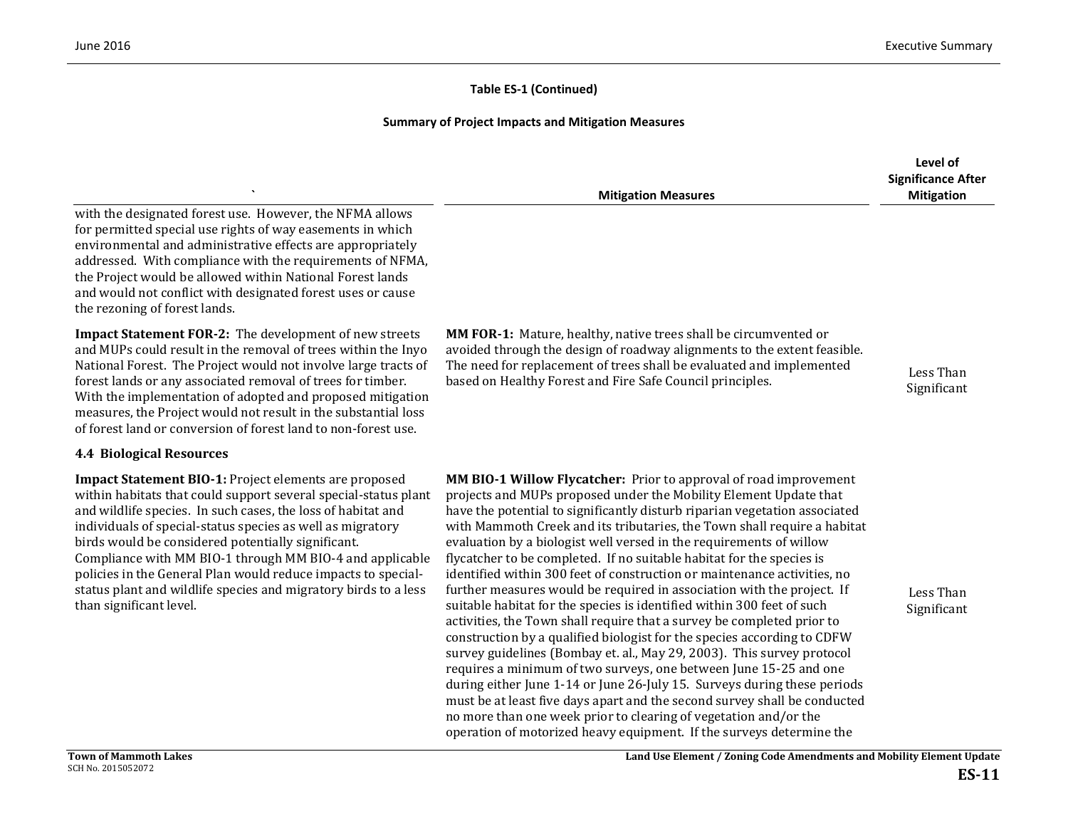**Table ES-1 (Continued)**

**Summary of Project Impacts and Mitigation Measures**

| ` | Mitigation Measures | Level of Significance After Mitigation |
|---|---|---|
| with the designated forest use. However, the NFMA allows for permitted special use rights of way easements in which environmental and administrative effects are appropriately addressed. With compliance with the requirements of NFMA, the Project would be allowed within National Forest lands and would not conflict with designated forest uses or cause the rezoning of forest lands. | | |
| **Impact Statement FOR-2:** The development of new streets and MUPs could result in the removal of trees within the Inyo National Forest. The Project would not involve large tracts of forest lands or any associated removal of trees for timber. With the implementation of adopted and proposed mitigation measures, the Project would not result in the substantial loss of forest land or conversion of forest land to non-forest use. | **MM FOR-1:** Mature, healthy, native trees shall be circumvented or avoided through the design of roadway alignments to the extent feasible. The need for replacement of trees shall be evaluated and implemented based on Healthy Forest and Fire Safe Council principles. | Less Than Significant |
| **4.4 Biological Resources** | | |
| **Impact Statement BIO-1:** Project elements are proposed within habitats that could support several special-status plant and wildlife species. In such cases, the loss of habitat and individuals of special-status species as well as migratory birds would be considered potentially significant. Compliance with MM BIO-1 through MM BIO-4 and applicable policies in the General Plan would reduce impacts to special-status plant and wildlife species and migratory birds to a less than significant level. | **MM BIO-1 Willow Flycatcher:** Prior to approval of road improvement projects and MUPs proposed under the Mobility Element Update that have the potential to significantly disturb riparian vegetation associated with Mammoth Creek and its tributaries, the Town shall require a habitat evaluation by a biologist well versed in the requirements of willow flycatcher to be completed. If no suitable habitat for the species is identified within 300 feet of construction or maintenance activities, no further measures would be required in association with the project. If suitable habitat for the species is identified within 300 feet of such activities, the Town shall require that a survey be completed prior to construction by a qualified biologist for the species according to CDFW survey guidelines (Bombay et. al., May 29, 2003). This survey protocol requires a minimum of two surveys, one between June 15-25 and one during either June 1-14 or June 26-July 15. Surveys during these periods must be at least five days apart and the second survey shall be conducted no more than one week prior to clearing of vegetation and/or the operation of motorized heavy equipment. If the surveys determine the | Less Than Significant |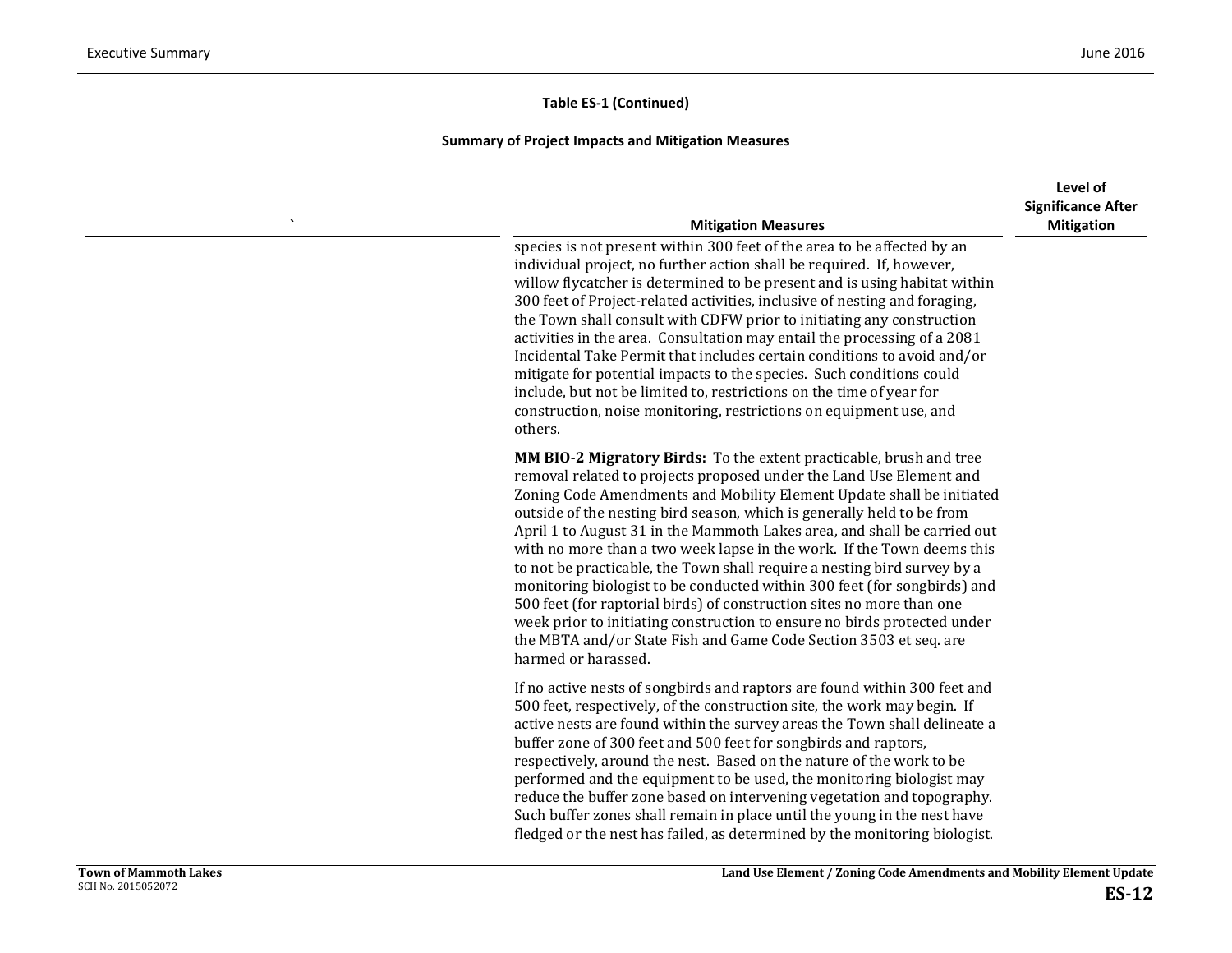**Table ES-1 (Continued)**

**Summary of Project Impacts and Mitigation Measures**

| ` | Mitigation Measures | Level of Significance After Mitigation |
|---|---|---|
| | species is not present within 300 feet of the area to be affected by an individual project, no further action shall be required. If, however, willow flycatcher is determined to be present and is using habitat within 300 feet of Project-related activities, inclusive of nesting and foraging, the Town shall consult with CDFW prior to initiating any construction activities in the area. Consultation may entail the processing of a 2081 Incidental Take Permit that includes certain conditions to avoid and/or mitigate for potential impacts to the species. Such conditions could include, but not be limited to, restrictions on the time of year for construction, noise monitoring, restrictions on equipment use, and others. | |
| | **MM BIO-2 Migratory Birds:** To the extent practicable, brush and tree removal related to projects proposed under the Land Use Element and Zoning Code Amendments and Mobility Element Update shall be initiated outside of the nesting bird season, which is generally held to be from April 1 to August 31 in the Mammoth Lakes area, and shall be carried out with no more than a two week lapse in the work. If the Town deems this to not be practicable, the Town shall require a nesting bird survey by a monitoring biologist to be conducted within 300 feet (for songbirds) and 500 feet (for raptorial birds) of construction sites no more than one week prior to initiating construction to ensure no birds protected under the MBTA and/or State Fish and Game Code Section 3503 et seq. are harmed or harassed. | |
| | If no active nests of songbirds and raptors are found within 300 feet and 500 feet, respectively, of the construction site, the work may begin. If active nests are found within the survey areas the Town shall delineate a buffer zone of 300 feet and 500 feet for songbirds and raptors, respectively, around the nest. Based on the nature of the work to be performed and the equipment to be used, the monitoring biologist may reduce the buffer zone based on intervening vegetation and topography. Such buffer zones shall remain in place until the young in the nest have fledged or the nest has failed, as determined by the monitoring biologist. | |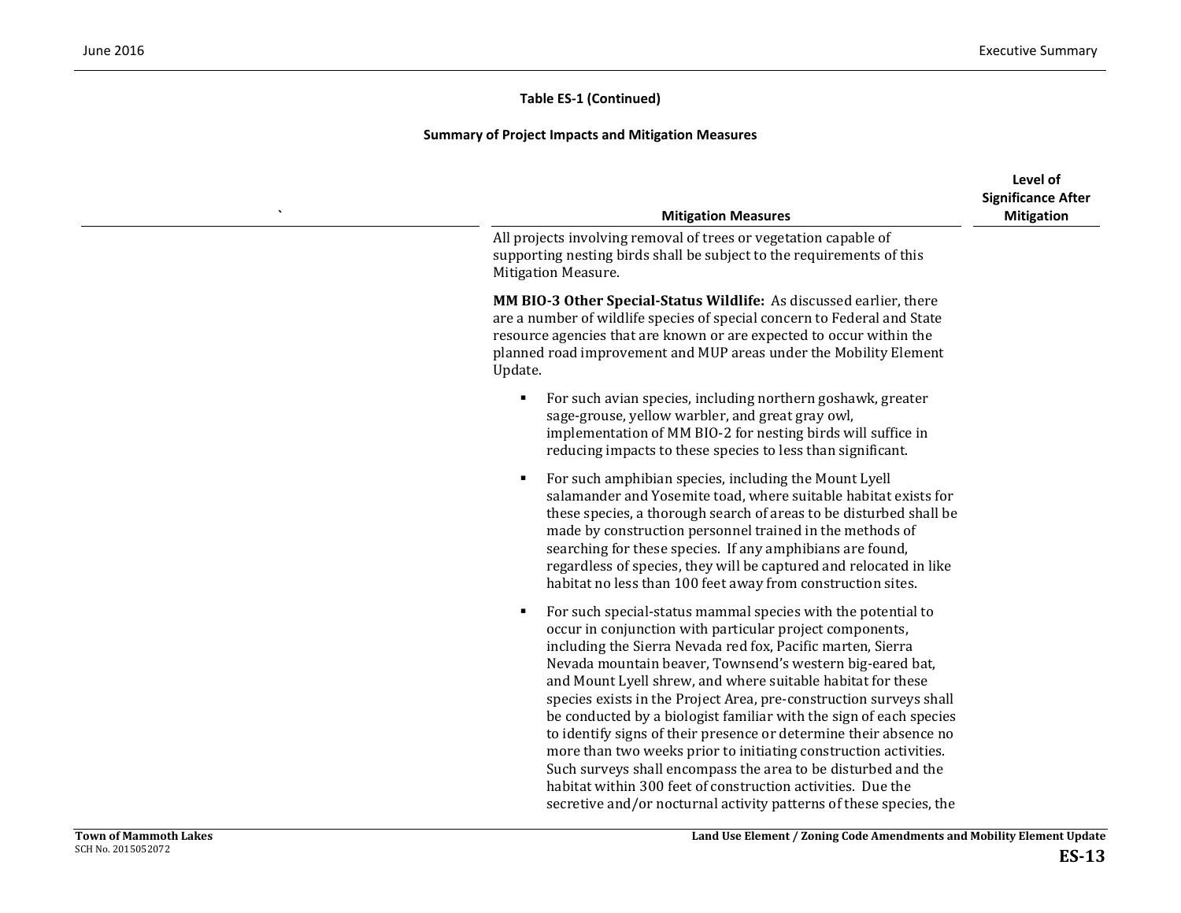**Table ES-1 (Continued)**

**Summary of Project Impacts and Mitigation Measures**

| ` | Mitigation Measures | Level of Significance After Mitigation |
|---|---|---|
| | All projects involving removal of trees or vegetation capable of supporting nesting birds shall be subject to the requirements of this Mitigation Measure.<br><br>**MM BIO-3 Other Special-Status Wildlife:** As discussed earlier, there are a number of wildlife species of special concern to Federal and State resource agencies that are known or are expected to occur within the planned road improvement and MUP areas under the Mobility Element Update.<br><br>▪ For such avian species, including northern goshawk, greater sage-grouse, yellow warbler, and great gray owl, implementation of MM BIO-2 for nesting birds will suffice in reducing impacts to these species to less than significant.<br><br>▪ For such amphibian species, including the Mount Lyell salamander and Yosemite toad, where suitable habitat exists for these species, a thorough search of areas to be disturbed shall be made by construction personnel trained in the methods of searching for these species. If any amphibians are found, regardless of species, they will be captured and relocated in like habitat no less than 100 feet away from construction sites.<br><br>▪ For such special-status mammal species with the potential to occur in conjunction with particular project components, including the Sierra Nevada red fox, Pacific marten, Sierra Nevada mountain beaver, Townsend's western big-eared bat, and Mount Lyell shrew, and where suitable habitat for these species exists in the Project Area, pre-construction surveys shall be conducted by a biologist familiar with the sign of each species to identify signs of their presence or determine their absence no more than two weeks prior to initiating construction activities. Such surveys shall encompass the area to be disturbed and the habitat within 300 feet of construction activities. Due the secretive and/or nocturnal activity patterns of these species, the | |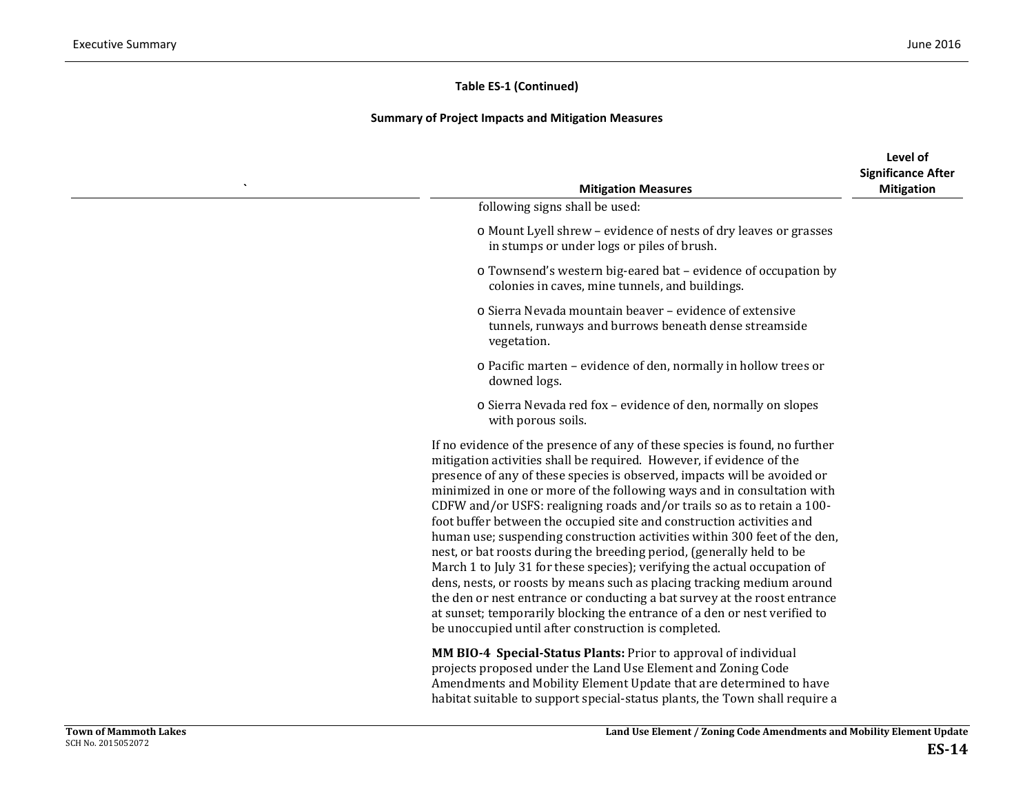**Table ES-1 (Continued)**

**Summary of Project Impacts and Mitigation Measures**

| ` | Mitigation Measures | Level of Significance After Mitigation |
|---|---|---|
| | following signs shall be used:<br><br>o Mount Lyell shrew – evidence of nests of dry leaves or grasses in stumps or under logs or piles of brush.<br><br>o Townsend's western big-eared bat – evidence of occupation by colonies in caves, mine tunnels, and buildings.<br><br>o Sierra Nevada mountain beaver – evidence of extensive tunnels, runways and burrows beneath dense streamside vegetation.<br><br>o Pacific marten – evidence of den, normally in hollow trees or downed logs.<br><br>o Sierra Nevada red fox – evidence of den, normally on slopes with porous soils.<br><br>If no evidence of the presence of any of these species is found, no further mitigation activities shall be required. However, if evidence of the presence of any of these species is observed, impacts will be avoided or minimized in one or more of the following ways and in consultation with CDFW and/or USFS: realigning roads and/or trails so as to retain a 100-foot buffer between the occupied site and construction activities and human use; suspending construction activities within 300 feet of the den, nest, or bat roosts during the breeding period, (generally held to be March 1 to July 31 for these species); verifying the actual occupation of dens, nests, or roosts by means such as placing tracking medium around the den or nest entrance or conducting a bat survey at the roost entrance at sunset; temporarily blocking the entrance of a den or nest verified to be unoccupied until after construction is completed.<br><br>**MM BIO-4 Special-Status Plants:** Prior to approval of individual projects proposed under the Land Use Element and Zoning Code Amendments and Mobility Element Update that are determined to have habitat suitable to support special-status plants, the Town shall require a | |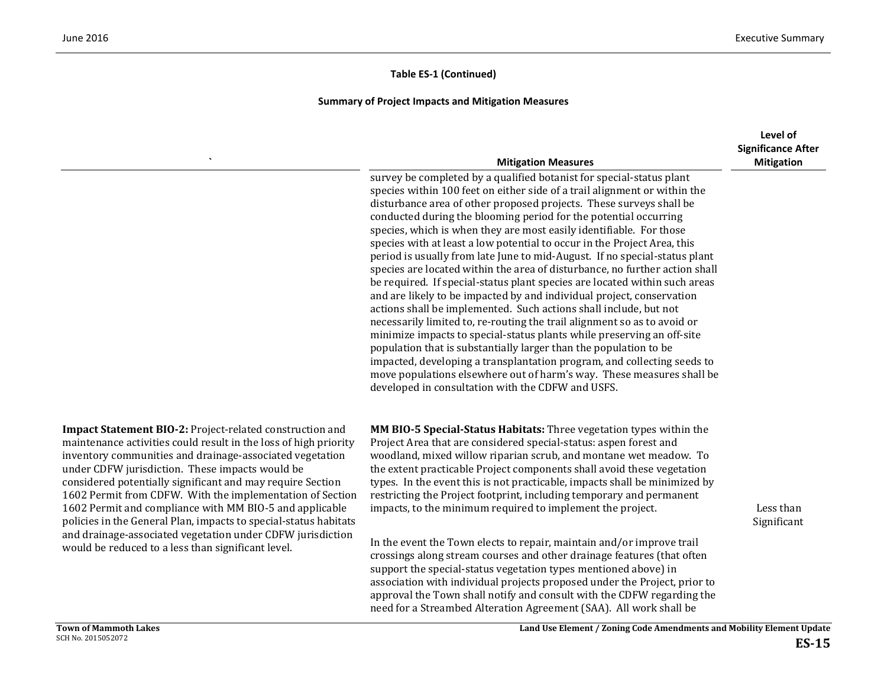**Table ES-1 (Continued)**

**Summary of Project Impacts and Mitigation Measures**

| ` | Mitigation Measures | Level of Significance After Mitigation |
|---|---|---|
| | survey be completed by a qualified botanist for special-status plant species within 100 feet on either side of a trail alignment or within the disturbance area of other proposed projects. These surveys shall be conducted during the blooming period for the potential occurring species, which is when they are most easily identifiable. For those species with at least a low potential to occur in the Project Area, this period is usually from late June to mid-August. If no special-status plant species are located within the area of disturbance, no further action shall be required. If special-status plant species are located within such areas and are likely to be impacted by and individual project, conservation actions shall be implemented. Such actions shall include, but not necessarily limited to, re-routing the trail alignment so as to avoid or minimize impacts to special-status plants while preserving an off-site population that is substantially larger than the population to be impacted, developing a transplantation program, and collecting seeds to move populations elsewhere out of harm's way. These measures shall be developed in consultation with the CDFW and USFS. | |
| **Impact Statement BIO-2:** Project-related construction and maintenance activities could result in the loss of high priority inventory communities and drainage-associated vegetation under CDFW jurisdiction. These impacts would be considered potentially significant and may require Section 1602 Permit from CDFW. With the implementation of Section 1602 Permit and compliance with MM BIO-5 and applicable policies in the General Plan, impacts to special-status habitats and drainage-associated vegetation under CDFW jurisdiction would be reduced to a less than significant level. | **MM BIO-5 Special-Status Habitats:** Three vegetation types within the Project Area that are considered special-status: aspen forest and woodland, mixed willow riparian scrub, and montane wet meadow. To the extent practicable Project components shall avoid these vegetation types. In the event this is not practicable, impacts shall be minimized by restricting the Project footprint, including temporary and permanent impacts, to the minimum required to implement the project.<br><br>In the event the Town elects to repair, maintain and/or improve trail crossings along stream courses and other drainage features (that often support the special-status vegetation types mentioned above) in association with individual projects proposed under the Project, prior to approval the Town shall notify and consult with the CDFW regarding the need for a Streambed Alteration Agreement (SAA). All work shall be | Less than Significant |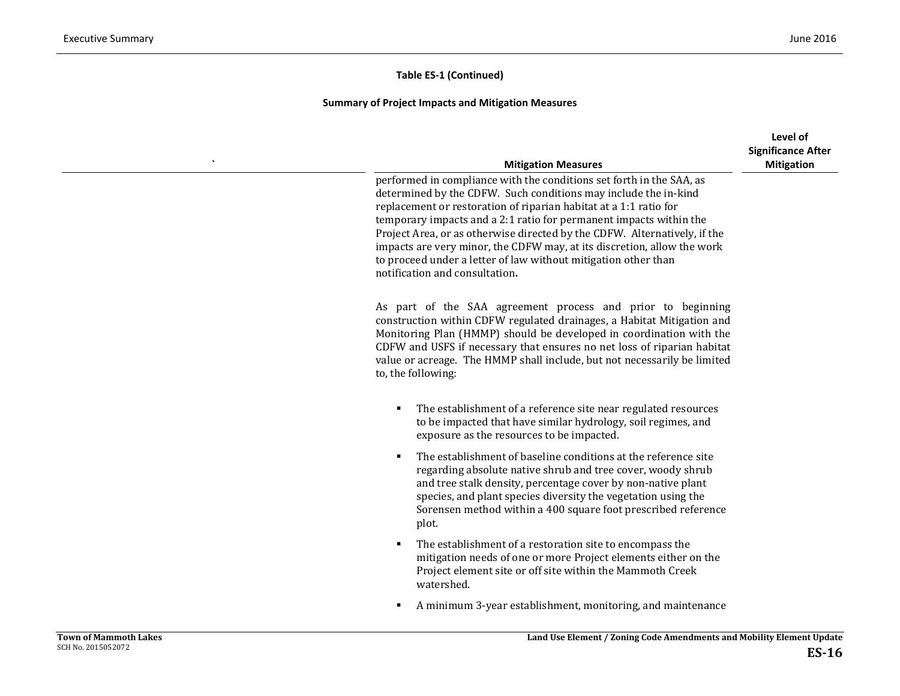**Table ES-1 (Continued)**

**Summary of Project Impacts and Mitigation Measures**

| ` | Mitigation Measures | Level of Significance After Mitigation |
|---|---|---|
| | performed in compliance with the conditions set forth in the SAA, as determined by the CDFW. Such conditions may include the in-kind replacement or restoration of riparian habitat at a 1:1 ratio for temporary impacts and a 2:1 ratio for permanent impacts within the Project Area, or as otherwise directed by the CDFW. Alternatively, if the impacts are very minor, the CDFW may, at its discretion, allow the work to proceed under a letter of law without mitigation other than notification and consultation.<br><br>As part of the SAA agreement process and prior to beginning construction within CDFW regulated drainages, a Habitat Mitigation and Monitoring Plan (HMMP) should be developed in coordination with the CDFW and USFS if necessary that ensures no net loss of riparian habitat value or acreage. The HMMP shall include, but not necessarily be limited to, the following:<br><br>▪ The establishment of a reference site near regulated resources to be impacted that have similar hydrology, soil regimes, and exposure as the resources to be impacted.<br>▪ The establishment of baseline conditions at the reference site regarding absolute native shrub and tree cover, woody shrub and tree stalk density, percentage cover by non-native plant species, and plant species diversity the vegetation using the Sorensen method within a 400 square foot prescribed reference plot.<br>▪ The establishment of a restoration site to encompass the mitigation needs of one or more Project elements either on the Project element site or off site within the Mammoth Creek watershed.<br>▪ A minimum 3-year establishment, monitoring, and maintenance | |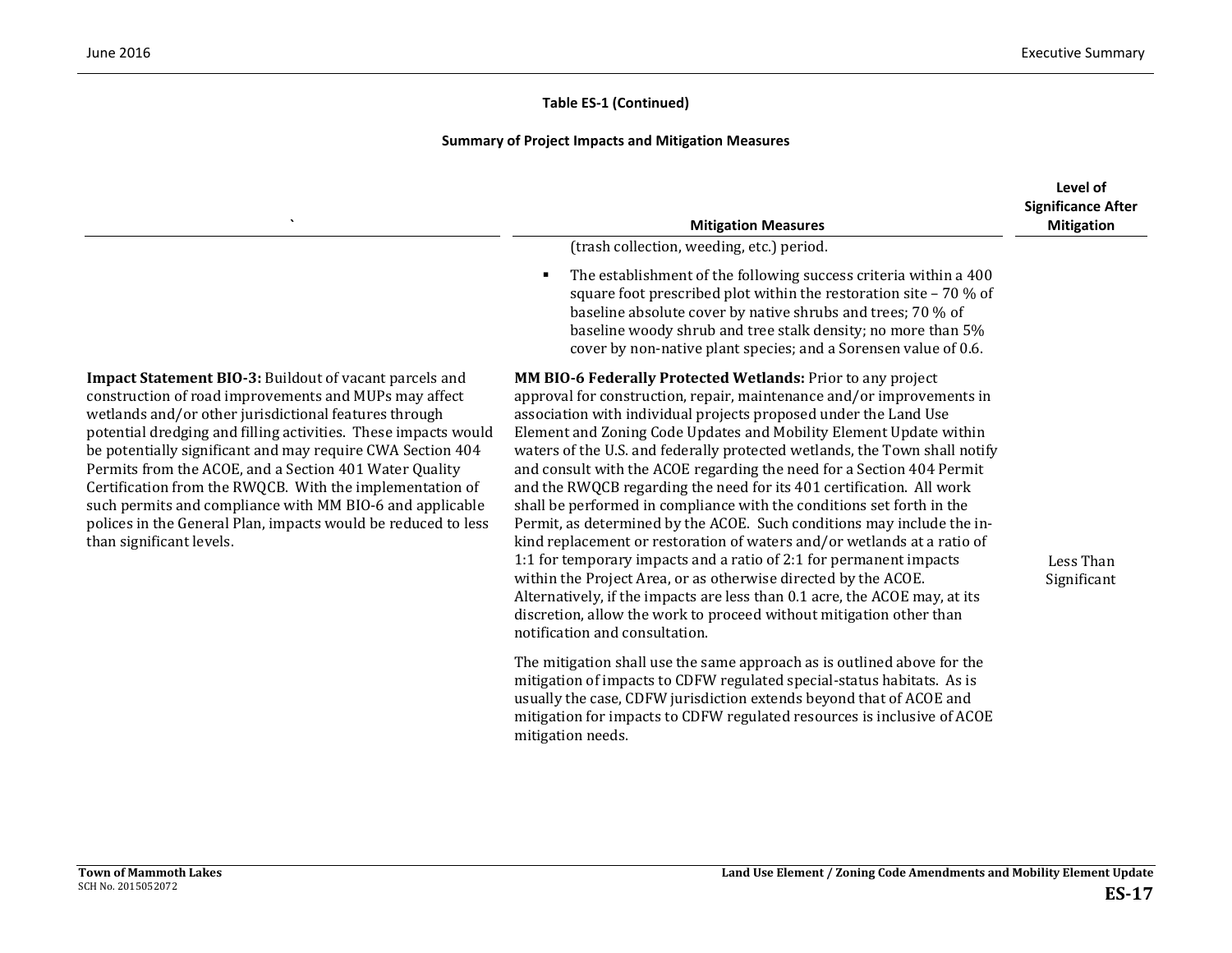**Table ES-1 (Continued)**

**Summary of Project Impacts and Mitigation Measures**

| ` | Mitigation Measures | Level of Significance After Mitigation |
|---|---|---|
| | (trash collection, weeding, etc.) period.<br><br>▪ The establishment of the following success criteria within a 400 square foot prescribed plot within the restoration site – 70 % of baseline absolute cover by native shrubs and trees; 70 % of baseline woody shrub and tree stalk density; no more than 5% cover by non-native plant species; and a Sorensen value of 0.6. | |
| **Impact Statement BIO-3:** Buildout of vacant parcels and construction of road improvements and MUPs may affect wetlands and/or other jurisdictional features through potential dredging and filling activities. These impacts would be potentially significant and may require CWA Section 404 Permits from the ACOE, and a Section 401 Water Quality Certification from the RWQCB. With the implementation of such permits and compliance with MM BIO-6 and applicable polices in the General Plan, impacts would be reduced to less than significant levels. | **MM BIO-6 Federally Protected Wetlands:** Prior to any project approval for construction, repair, maintenance and/or improvements in association with individual projects proposed under the Land Use Element and Zoning Code Updates and Mobility Element Update within waters of the U.S. and federally protected wetlands, the Town shall notify and consult with the ACOE regarding the need for a Section 404 Permit and the RWQCB regarding the need for its 401 certification. All work shall be performed in compliance with the conditions set forth in the Permit, as determined by the ACOE. Such conditions may include the in-kind replacement or restoration of waters and/or wetlands at a ratio of 1:1 for temporary impacts and a ratio of 2:1 for permanent impacts within the Project Area, or as otherwise directed by the ACOE. Alternatively, if the impacts are less than 0.1 acre, the ACOE may, at its discretion, allow the work to proceed without mitigation other than notification and consultation.<br><br>The mitigation shall use the same approach as is outlined above for the mitigation of impacts to CDFW regulated special-status habitats. As is usually the case, CDFW jurisdiction extends beyond that of ACOE and mitigation for impacts to CDFW regulated resources is inclusive of ACOE mitigation needs. | Less Than Significant |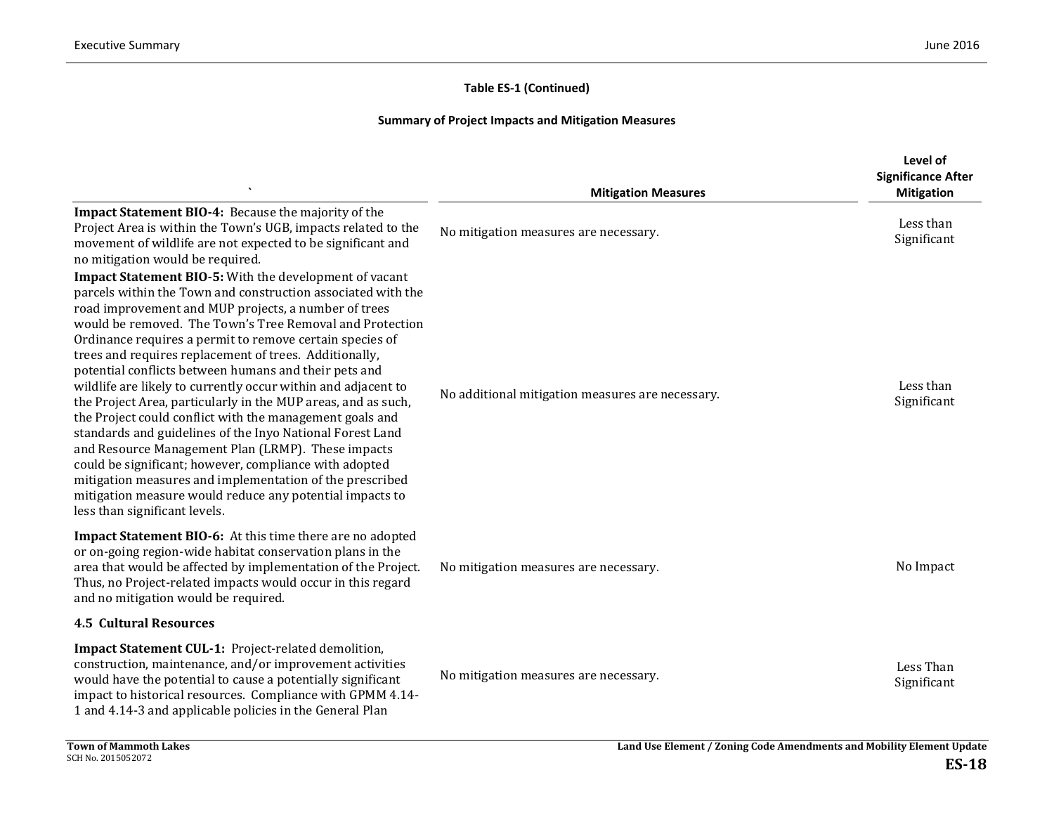**Table ES-1 (Continued)**

**Summary of Project Impacts and Mitigation Measures**

| ` | Mitigation Measures | Level of Significance After Mitigation |
|---|---|---|
| **Impact Statement BIO-4:** Because the majority of the Project Area is within the Town's UGB, impacts related to the movement of wildlife are not expected to be significant and no mitigation would be required. | No mitigation measures are necessary. | Less than Significant |
| **Impact Statement BIO-5:** With the development of vacant parcels within the Town and construction associated with the road improvement and MUP projects, a number of trees would be removed. The Town's Tree Removal and Protection Ordinance requires a permit to remove certain species of trees and requires replacement of trees. Additionally, potential conflicts between humans and their pets and wildlife are likely to currently occur within and adjacent to the Project Area, particularly in the MUP areas, and as such, the Project could conflict with the management goals and standards and guidelines of the Inyo National Forest Land and Resource Management Plan (LRMP). These impacts could be significant; however, compliance with adopted mitigation measures and implementation of the prescribed mitigation measure would reduce any potential impacts to less than significant levels. | No additional mitigation measures are necessary. | Less than Significant |
| **Impact Statement BIO-6:** At this time there are no adopted or on-going region-wide habitat conservation plans in the area that would be affected by implementation of the Project. Thus, no Project-related impacts would occur in this regard and no mitigation would be required. | No mitigation measures are necessary. | No Impact |
| **4.5 Cultural Resources** | | |
| **Impact Statement CUL-1:** Project-related demolition, construction, maintenance, and/or improvement activities would have the potential to cause a potentially significant impact to historical resources. Compliance with GPMM 4.14-1 and 4.14-3 and applicable policies in the General Plan | No mitigation measures are necessary. | Less Than Significant |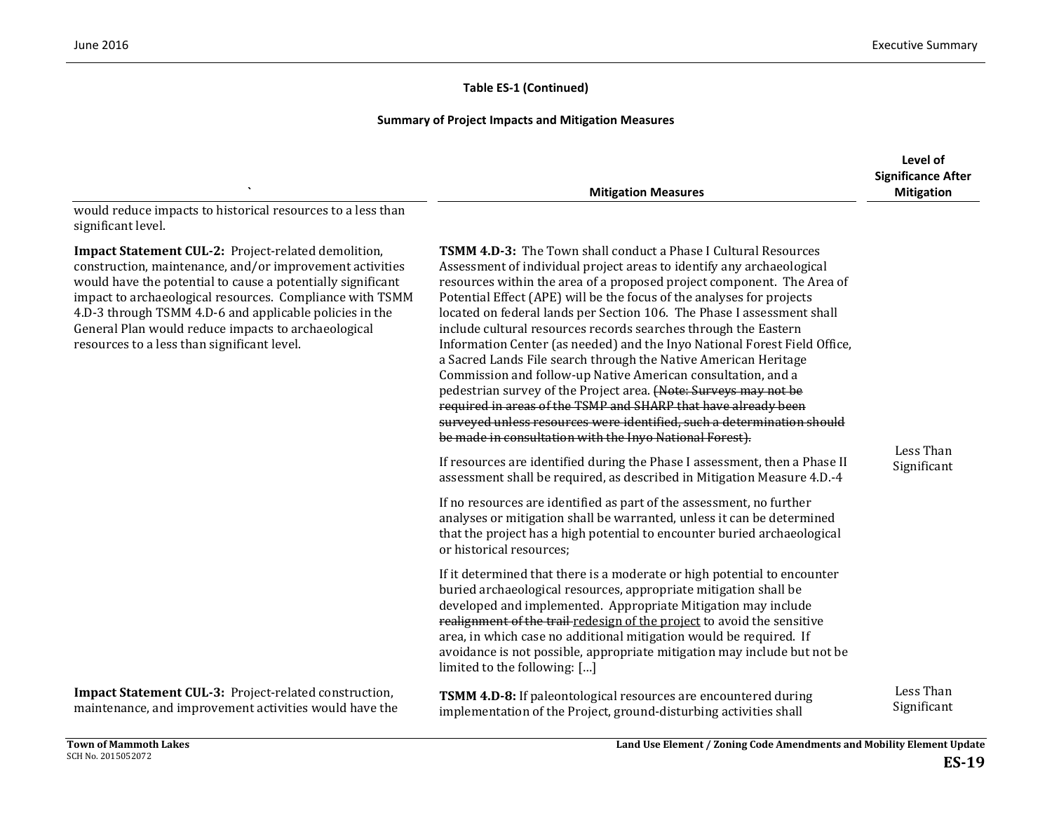**Table ES-1 (Continued)**

**Summary of Project Impacts and Mitigation Measures**

| ` | Mitigation Measures | Level of Significance After Mitigation |
|---|---|---|
| would reduce impacts to historical resources to a less than significant level. | | |
| **Impact Statement CUL-2:** Project-related demolition, construction, maintenance, and/or improvement activities would have the potential to cause a potentially significant impact to archaeological resources. Compliance with TSMM 4.D-3 through TSMM 4.D-6 and applicable policies in the General Plan would reduce impacts to archaeological resources to a less than significant level. | **TSMM 4.D-3:** The Town shall conduct a Phase I Cultural Resources Assessment of individual project areas to identify any archaeological resources within the area of a proposed project component. The Area of Potential Effect (APE) will be the focus of the analyses for projects located on federal lands per Section 106. The Phase I assessment shall include cultural resources records searches through the Eastern Information Center (as needed) and the Inyo National Forest Field Office, a Sacred Lands File search through the Native American Heritage Commission and follow-up Native American consultation, and a pedestrian survey of the Project area. ~~(Note: Surveys may not be required in areas of the TSMP and SHARP that have already been surveyed unless resources were identified, such a determination should be made in consultation with the Inyo National Forest).~~<br><br>If resources are identified during the Phase I assessment, then a Phase II assessment shall be required, as described in Mitigation Measure 4.D.-4<br><br>If no resources are identified as part of the assessment, no further analyses or mitigation shall be warranted, unless it can be determined that the project has a high potential to encounter buried archaeological or historical resources;<br><br>If it determined that there is a moderate or high potential to encounter buried archaeological resources, appropriate mitigation shall be developed and implemented. Appropriate Mitigation may include ~~realignment of the trail~~ <u>redesign of the project</u> to avoid the sensitive area, in which case no additional mitigation would be required. If avoidance is not possible, appropriate mitigation may include but not be limited to the following: […] | Less Than Significant |
| **Impact Statement CUL-3:** Project-related construction, maintenance, and improvement activities would have the | **TSMM 4.D-8:** If paleontological resources are encountered during implementation of the Project, ground-disturbing activities shall | Less Than Significant |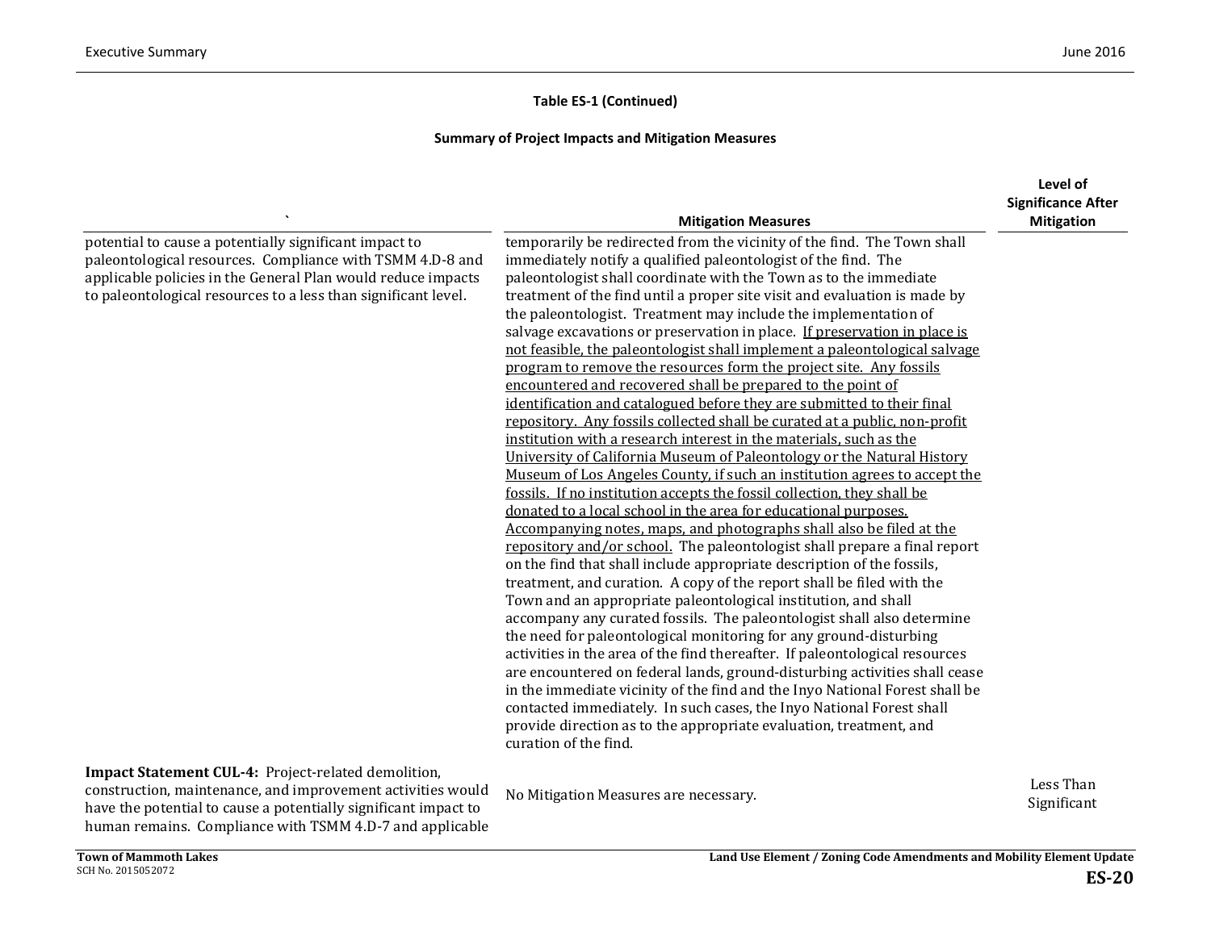**Table ES-1 (Continued)**

**Summary of Project Impacts and Mitigation Measures**

| ` | Mitigation Measures | Level of Significance After Mitigation |
|---|---|---|
| potential to cause a potentially significant impact to paleontological resources. Compliance with TSMM 4.D-8 and applicable policies in the General Plan would reduce impacts to paleontological resources to a less than significant level. | temporarily be redirected from the vicinity of the find. The Town shall immediately notify a qualified paleontologist of the find. The paleontologist shall coordinate with the Town as to the immediate treatment of the find until a proper site visit and evaluation is made by the paleontologist. Treatment may include the implementation of salvage excavations or preservation in place. <u>If preservation in place is not feasible, the paleontologist shall implement a paleontological salvage program to remove the resources form the project site. Any fossils encountered and recovered shall be prepared to the point of identification and catalogued before they are submitted to their final repository. Any fossils collected shall be curated at a public, non-profit institution with a research interest in the materials, such as the University of California Museum of Paleontology or the Natural History Museum of Los Angeles County, if such an institution agrees to accept the fossils. If no institution accepts the fossil collection, they shall be donated to a local school in the area for educational purposes. Accompanying notes, maps, and photographs shall also be filed at the repository and/or school.</u> The paleontologist shall prepare a final report on the find that shall include appropriate description of the fossils, treatment, and curation. A copy of the report shall be filed with the Town and an appropriate paleontological institution, and shall accompany any curated fossils. The paleontologist shall also determine the need for paleontological monitoring for any ground-disturbing activities in the area of the find thereafter. If paleontological resources are encountered on federal lands, ground-disturbing activities shall cease in the immediate vicinity of the find and the Inyo National Forest shall be contacted immediately. In such cases, the Inyo National Forest shall provide direction as to the appropriate evaluation, treatment, and curation of the find. | |
| **Impact Statement CUL-4:** Project-related demolition, construction, maintenance, and improvement activities would have the potential to cause a potentially significant impact to human remains. Compliance with TSMM 4.D-7 and applicable | No Mitigation Measures are necessary. | Less Than Significant |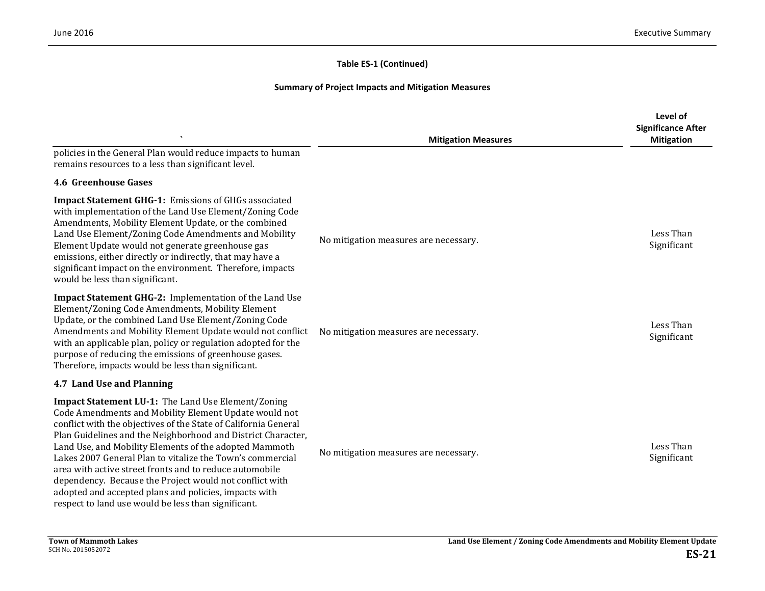**Table ES-1 (Continued)**

**Summary of Project Impacts and Mitigation Measures**

| ` | Mitigation Measures | Level of Significance After Mitigation |
|---|---|---|
| policies in the General Plan would reduce impacts to human remains resources to a less than significant level. | | |
| **4.6 Greenhouse Gases** | | |
| **Impact Statement GHG-1:** Emissions of GHGs associated with implementation of the Land Use Element/Zoning Code Amendments, Mobility Element Update, or the combined Land Use Element/Zoning Code Amendments and Mobility Element Update would not generate greenhouse gas emissions, either directly or indirectly, that may have a significant impact on the environment. Therefore, impacts would be less than significant. | No mitigation measures are necessary. | Less Than Significant |
| **Impact Statement GHG-2:** Implementation of the Land Use Element/Zoning Code Amendments, Mobility Element Update, or the combined Land Use Element/Zoning Code Amendments and Mobility Element Update would not conflict with an applicable plan, policy or regulation adopted for the purpose of reducing the emissions of greenhouse gases. Therefore, impacts would be less than significant. | No mitigation measures are necessary. | Less Than Significant |
| **4.7 Land Use and Planning** | | |
| **Impact Statement LU-1:** The Land Use Element/Zoning Code Amendments and Mobility Element Update would not conflict with the objectives of the State of California General Plan Guidelines and the Neighborhood and District Character, Land Use, and Mobility Elements of the adopted Mammoth Lakes 2007 General Plan to vitalize the Town's commercial area with active street fronts and to reduce automobile dependency. Because the Project would not conflict with adopted and accepted plans and policies, impacts with respect to land use would be less than significant. | No mitigation measures are necessary. | Less Than Significant |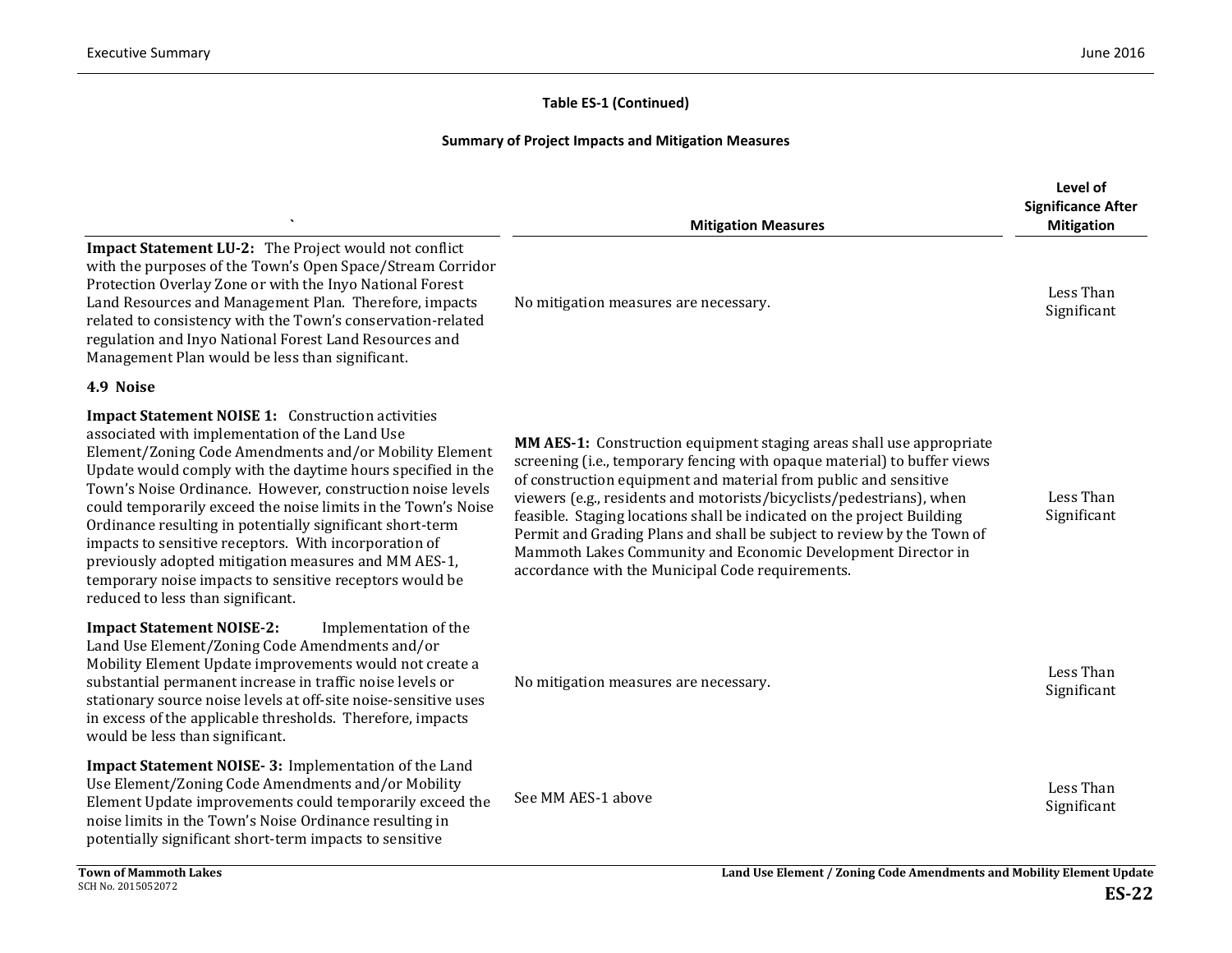**Table ES-1 (Continued)**

**Summary of Project Impacts and Mitigation Measures**

| ` | Mitigation Measures | Level of Significance After Mitigation |
|---|---|---|
| **Impact Statement LU-2:** The Project would not conflict with the purposes of the Town's Open Space/Stream Corridor Protection Overlay Zone or with the Inyo National Forest Land Resources and Management Plan. Therefore, impacts related to consistency with the Town's conservation-related regulation and Inyo National Forest Land Resources and Management Plan would be less than significant. | No mitigation measures are necessary. | Less Than Significant |
| **4.9 Noise** | | |
| **Impact Statement NOISE 1:** Construction activities associated with implementation of the Land Use Element/Zoning Code Amendments and/or Mobility Element Update would comply with the daytime hours specified in the Town's Noise Ordinance. However, construction noise levels could temporarily exceed the noise limits in the Town's Noise Ordinance resulting in potentially significant short-term impacts to sensitive receptors. With incorporation of previously adopted mitigation measures and MM AES-1, temporary noise impacts to sensitive receptors would be reduced to less than significant. | **MM AES-1:** Construction equipment staging areas shall use appropriate screening (i.e., temporary fencing with opaque material) to buffer views of construction equipment and material from public and sensitive viewers (e.g., residents and motorists/bicyclists/pedestrians), when feasible. Staging locations shall be indicated on the project Building Permit and Grading Plans and shall be subject to review by the Town of Mammoth Lakes Community and Economic Development Director in accordance with the Municipal Code requirements. | Less Than Significant |
| **Impact Statement NOISE-2:** Implementation of the Land Use Element/Zoning Code Amendments and/or Mobility Element Update improvements would not create a substantial permanent increase in traffic noise levels or stationary source noise levels at off-site noise-sensitive uses in excess of the applicable thresholds. Therefore, impacts would be less than significant. | No mitigation measures are necessary. | Less Than Significant |
| **Impact Statement NOISE- 3:** Implementation of the Land Use Element/Zoning Code Amendments and/or Mobility Element Update improvements could temporarily exceed the noise limits in the Town's Noise Ordinance resulting in potentially significant short-term impacts to sensitive | See MM AES-1 above | Less Than Significant |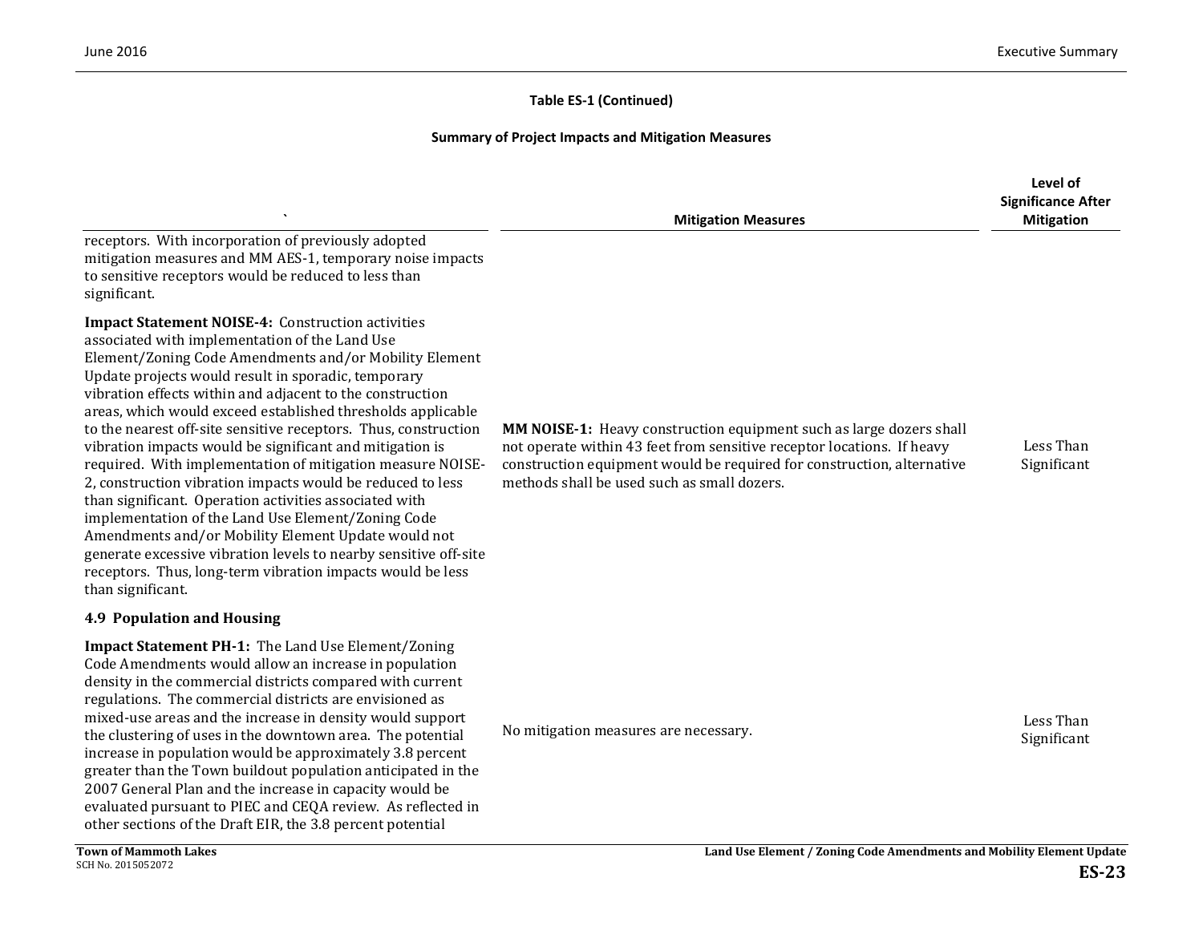**Table ES-1 (Continued)**

**Summary of Project Impacts and Mitigation Measures**

| ` | Mitigation Measures | Level of Significance After Mitigation |
|---|---|---|
| receptors. With incorporation of previously adopted mitigation measures and MM AES-1, temporary noise impacts to sensitive receptors would be reduced to less than significant. | | |
| **Impact Statement NOISE-4:** Construction activities associated with implementation of the Land Use Element/Zoning Code Amendments and/or Mobility Element Update projects would result in sporadic, temporary vibration effects within and adjacent to the construction areas, which would exceed established thresholds applicable to the nearest off-site sensitive receptors. Thus, construction vibration impacts would be significant and mitigation is required. With implementation of mitigation measure NOISE-2, construction vibration impacts would be reduced to less than significant. Operation activities associated with implementation of the Land Use Element/Zoning Code Amendments and/or Mobility Element Update would not generate excessive vibration levels to nearby sensitive off-site receptors. Thus, long-term vibration impacts would be less than significant. | **MM NOISE-1:** Heavy construction equipment such as large dozers shall not operate within 43 feet from sensitive receptor locations. If heavy construction equipment would be required for construction, alternative methods shall be used such as small dozers. | Less Than Significant |
| **4.9 Population and Housing** | | |
| **Impact Statement PH-1:** The Land Use Element/Zoning Code Amendments would allow an increase in population density in the commercial districts compared with current regulations. The commercial districts are envisioned as mixed-use areas and the increase in density would support the clustering of uses in the downtown area. The potential increase in population would be approximately 3.8 percent greater than the Town buildout population anticipated in the 2007 General Plan and the increase in capacity would be evaluated pursuant to PIEC and CEQA review. As reflected in other sections of the Draft EIR, the 3.8 percent potential | No mitigation measures are necessary. | Less Than Significant |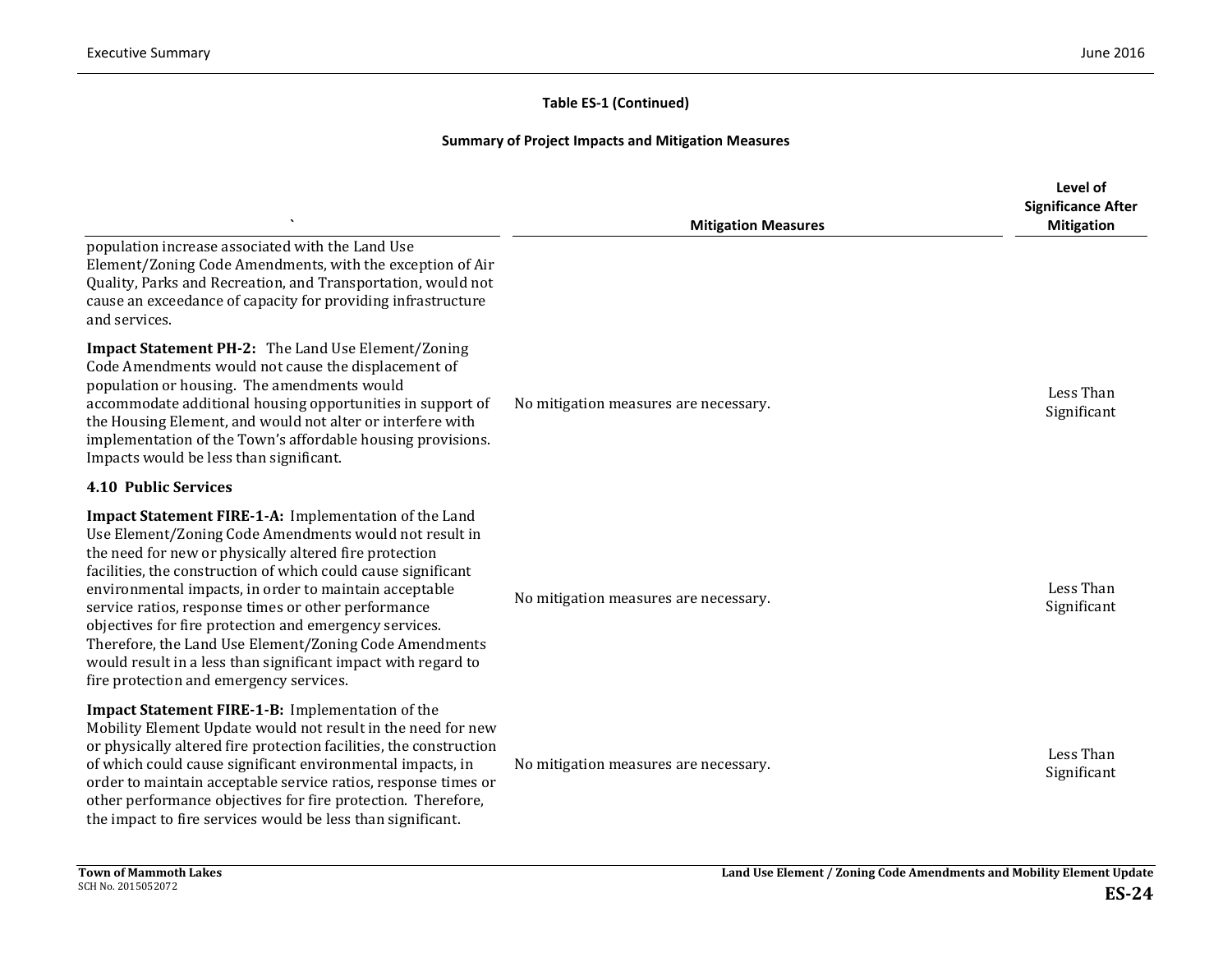**Table ES-1 (Continued)**

**Summary of Project Impacts and Mitigation Measures**

| ` | Mitigation Measures | Level of Significance After Mitigation |
|---|---|---|
| population increase associated with the Land Use Element/Zoning Code Amendments, with the exception of Air Quality, Parks and Recreation, and Transportation, would not cause an exceedance of capacity for providing infrastructure and services. | | |
| **Impact Statement PH-2:** The Land Use Element/Zoning Code Amendments would not cause the displacement of population or housing. The amendments would accommodate additional housing opportunities in support of the Housing Element, and would not alter or interfere with implementation of the Town's affordable housing provisions. Impacts would be less than significant. | No mitigation measures are necessary. | Less Than Significant |
| **4.10 Public Services** | | |
| **Impact Statement FIRE-1-A:** Implementation of the Land Use Element/Zoning Code Amendments would not result in the need for new or physically altered fire protection facilities, the construction of which could cause significant environmental impacts, in order to maintain acceptable service ratios, response times or other performance objectives for fire protection and emergency services. Therefore, the Land Use Element/Zoning Code Amendments would result in a less than significant impact with regard to fire protection and emergency services. | No mitigation measures are necessary. | Less Than Significant |
| **Impact Statement FIRE-1-B:** Implementation of the Mobility Element Update would not result in the need for new or physically altered fire protection facilities, the construction of which could cause significant environmental impacts, in order to maintain acceptable service ratios, response times or other performance objectives for fire protection. Therefore, the impact to fire services would be less than significant. | No mitigation measures are necessary. | Less Than Significant |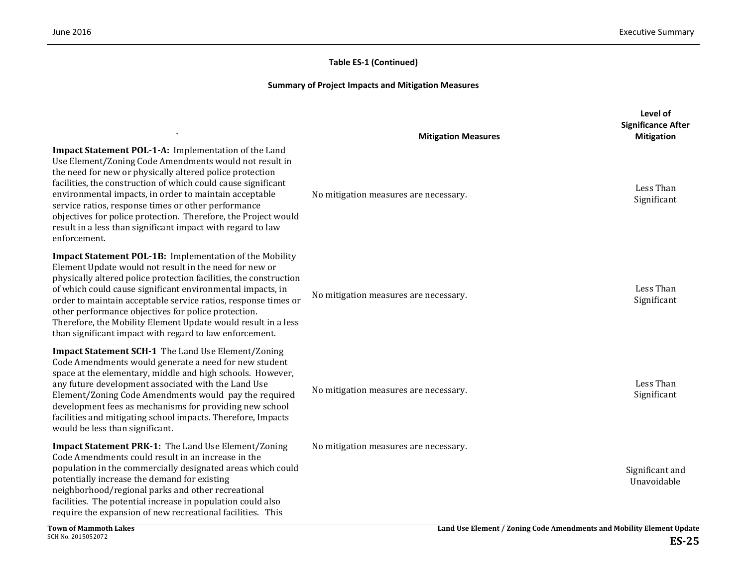**Table ES-1 (Continued)**

**Summary of Project Impacts and Mitigation Measures**

| ` | Mitigation Measures | Level of Significance After Mitigation |
|---|---|---|
| **Impact Statement POL-1-A:** Implementation of the Land Use Element/Zoning Code Amendments would not result in the need for new or physically altered police protection facilities, the construction of which could cause significant environmental impacts, in order to maintain acceptable service ratios, response times or other performance objectives for police protection. Therefore, the Project would result in a less than significant impact with regard to law enforcement. | No mitigation measures are necessary. | Less Than Significant |
| **Impact Statement POL-1B:** Implementation of the Mobility Element Update would not result in the need for new or physically altered police protection facilities, the construction of which could cause significant environmental impacts, in order to maintain acceptable service ratios, response times or other performance objectives for police protection. Therefore, the Mobility Element Update would result in a less than significant impact with regard to law enforcement. | No mitigation measures are necessary. | Less Than Significant |
| **Impact Statement SCH-1** The Land Use Element/Zoning Code Amendments would generate a need for new student space at the elementary, middle and high schools. However, any future development associated with the Land Use Element/Zoning Code Amendments would pay the required development fees as mechanisms for providing new school facilities and mitigating school impacts. Therefore, Impacts would be less than significant. | No mitigation measures are necessary. | Less Than Significant |
| **Impact Statement PRK-1:** The Land Use Element/Zoning Code Amendments could result in an increase in the population in the commercially designated areas which could potentially increase the demand for existing neighborhood/regional parks and other recreational facilities. The potential increase in population could also require the expansion of new recreational facilities. This | No mitigation measures are necessary. | Significant and Unavoidable |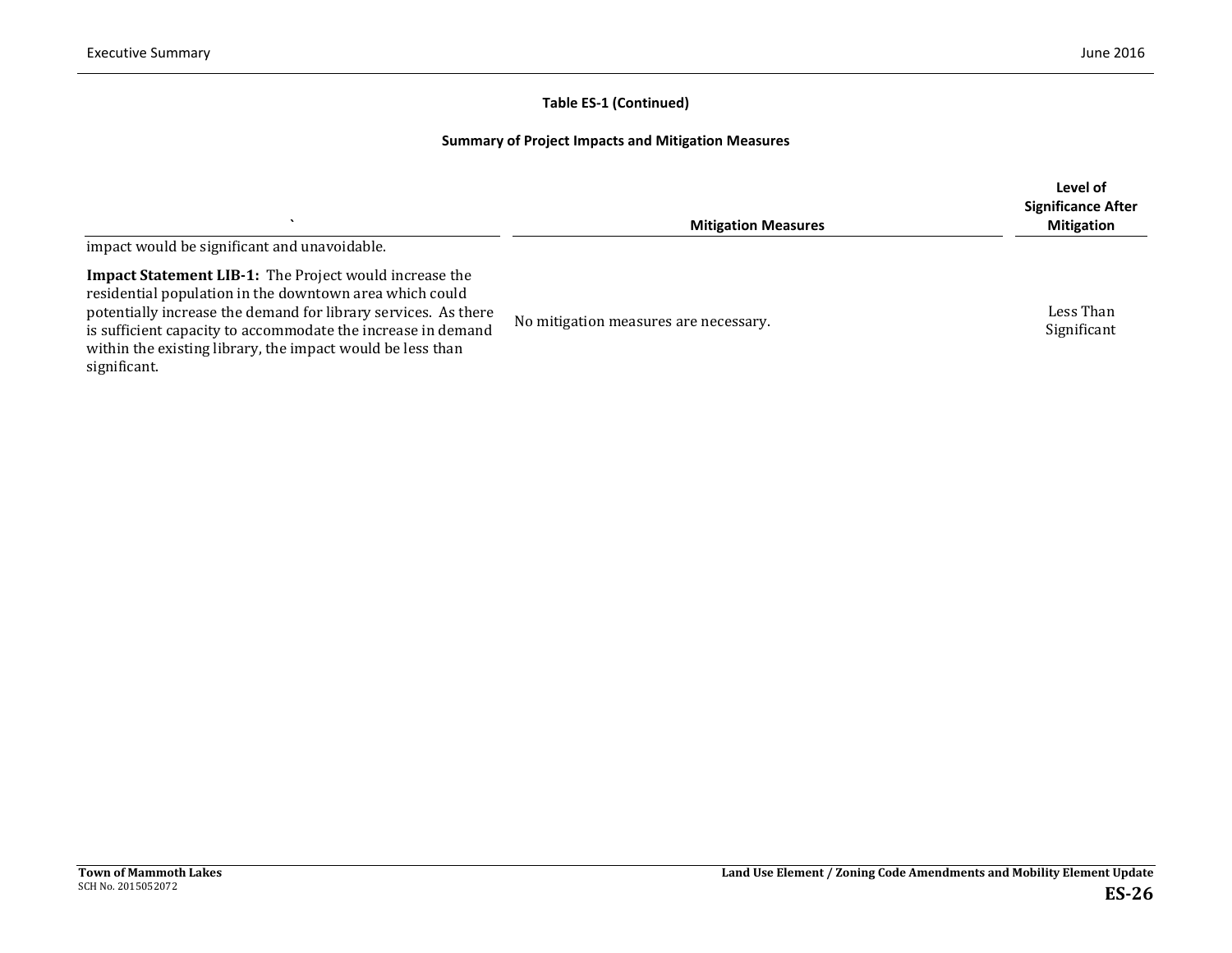**Table ES-1 (Continued)**

**Summary of Project Impacts and Mitigation Measures**

| ` | Mitigation Measures | Level of Significance After Mitigation |
|---|---|---|
| impact would be significant and unavoidable. | | |
| **Impact Statement LIB-1:** The Project would increase the residential population in the downtown area which could potentially increase the demand for library services. As there is sufficient capacity to accommodate the increase in demand within the existing library, the impact would be less than significant. | No mitigation measures are necessary. | Less Than Significant |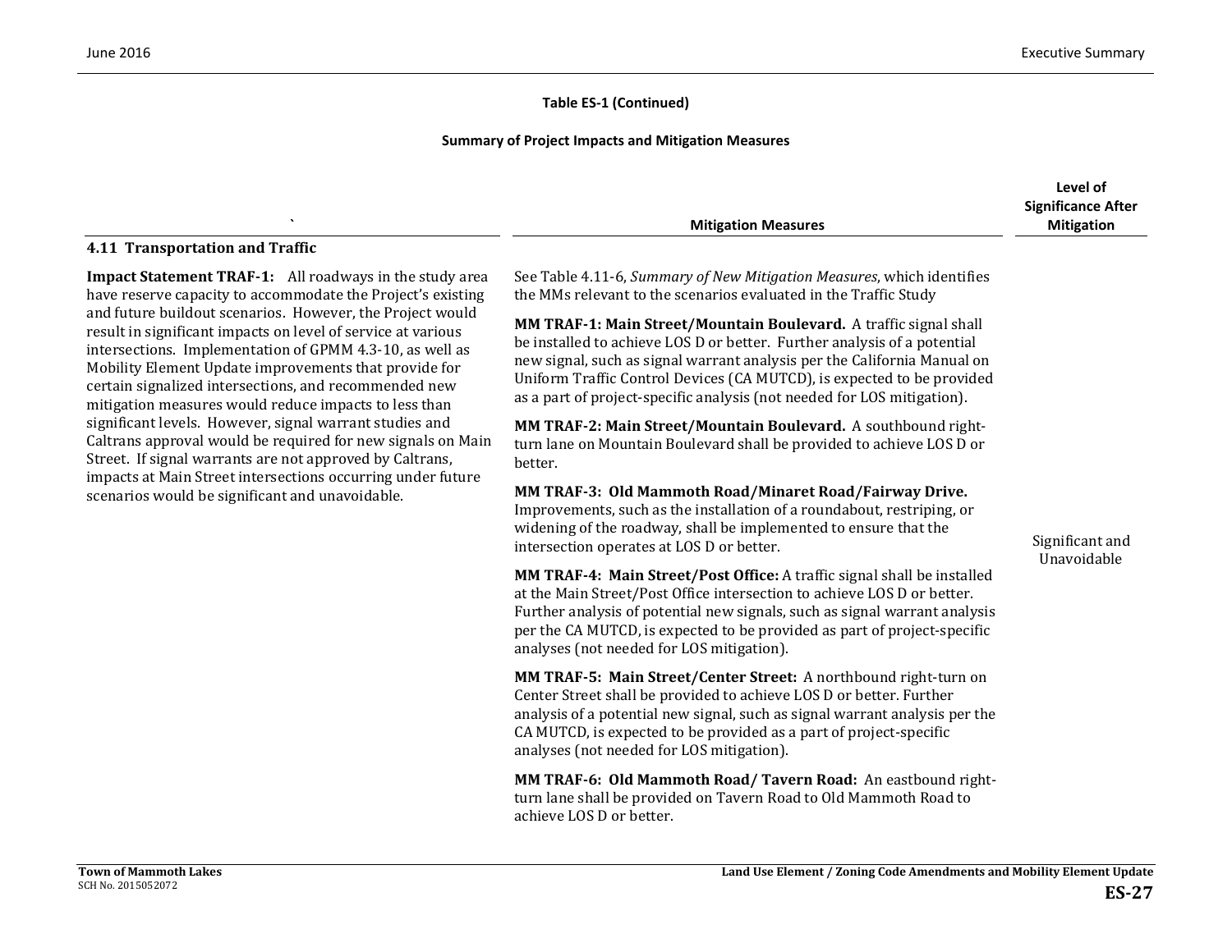**Table ES-1 (Continued)**

**Summary of Project Impacts and Mitigation Measures**

| ` | Mitigation Measures | Level of Significance After Mitigation |
|---|---|---|
| **4.11 Transportation and Traffic** | | |
| **Impact Statement TRAF-1:** All roadways in the study area have reserve capacity to accommodate the Project's existing and future buildout scenarios. However, the Project would result in significant impacts on level of service at various intersections. Implementation of GPMM 4.3-10, as well as Mobility Element Update improvements that provide for certain signalized intersections, and recommended new mitigation measures would reduce impacts to less than significant levels. However, signal warrant studies and Caltrans approval would be required for new signals on Main Street. If signal warrants are not approved by Caltrans, impacts at Main Street intersections occurring under future scenarios would be significant and unavoidable. | See Table 4.11-6, *Summary of New Mitigation Measures*, which identifies the MMs relevant to the scenarios evaluated in the Traffic Study<br><br>**MM TRAF-1: Main Street/Mountain Boulevard.** A traffic signal shall be installed to achieve LOS D or better. Further analysis of a potential new signal, such as signal warrant analysis per the California Manual on Uniform Traffic Control Devices (CA MUTCD), is expected to be provided as a part of project-specific analysis (not needed for LOS mitigation).<br><br>**MM TRAF-2: Main Street/Mountain Boulevard.** A southbound right-turn lane on Mountain Boulevard shall be provided to achieve LOS D or better.<br><br>**MM TRAF-3: Old Mammoth Road/Minaret Road/Fairway Drive.** Improvements, such as the installation of a roundabout, restriping, or widening of the roadway, shall be implemented to ensure that the intersection operates at LOS D or better.<br><br>**MM TRAF-4: Main Street/Post Office:** A traffic signal shall be installed at the Main Street/Post Office intersection to achieve LOS D or better. Further analysis of potential new signals, such as signal warrant analysis per the CA MUTCD, is expected to be provided as part of project-specific analyses (not needed for LOS mitigation).<br><br>**MM TRAF-5: Main Street/Center Street:** A northbound right-turn on Center Street shall be provided to achieve LOS D or better. Further analysis of a potential new signal, such as signal warrant analysis per the CA MUTCD, is expected to be provided as a part of project-specific analyses (not needed for LOS mitigation).<br><br>**MM TRAF-6: Old Mammoth Road/ Tavern Road:** An eastbound right-turn lane shall be provided on Tavern Road to Old Mammoth Road to achieve LOS D or better. | Significant and Unavoidable |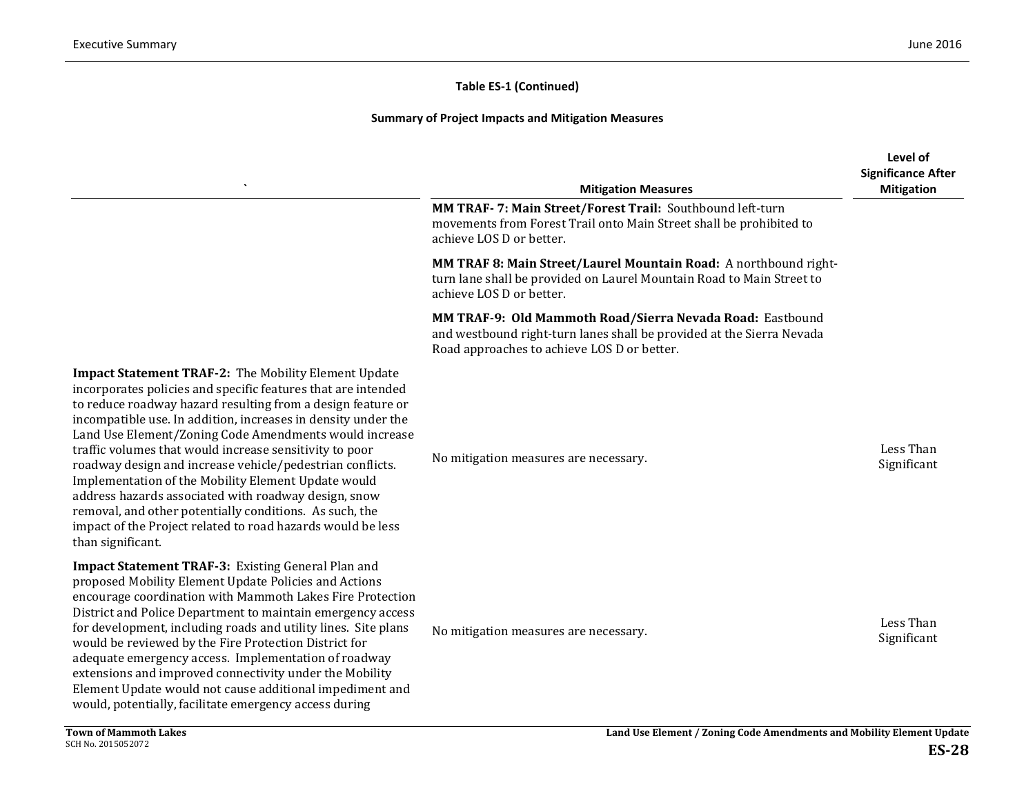**Table ES-1 (Continued)**

**Summary of Project Impacts and Mitigation Measures**

| ` | Mitigation Measures | Level of Significance After Mitigation |
|---|---|---|
| | **MM TRAF- 7: Main Street/Forest Trail:** Southbound left-turn movements from Forest Trail onto Main Street shall be prohibited to achieve LOS D or better.<br><br>**MM TRAF 8: Main Street/Laurel Mountain Road:** A northbound right-turn lane shall be provided on Laurel Mountain Road to Main Street to achieve LOS D or better.<br><br>**MM TRAF-9: Old Mammoth Road/Sierra Nevada Road:** Eastbound and westbound right-turn lanes shall be provided at the Sierra Nevada Road approaches to achieve LOS D or better. | |
| **Impact Statement TRAF-2:** The Mobility Element Update incorporates policies and specific features that are intended to reduce roadway hazard resulting from a design feature or incompatible use. In addition, increases in density under the Land Use Element/Zoning Code Amendments would increase traffic volumes that would increase sensitivity to poor roadway design and increase vehicle/pedestrian conflicts. Implementation of the Mobility Element Update would address hazards associated with roadway design, snow removal, and other potentially conditions. As such, the impact of the Project related to road hazards would be less than significant. | No mitigation measures are necessary. | Less Than Significant |
| **Impact Statement TRAF-3:** Existing General Plan and proposed Mobility Element Update Policies and Actions encourage coordination with Mammoth Lakes Fire Protection District and Police Department to maintain emergency access for development, including roads and utility lines. Site plans would be reviewed by the Fire Protection District for adequate emergency access. Implementation of roadway extensions and improved connectivity under the Mobility Element Update would not cause additional impediment and would, potentially, facilitate emergency access during | No mitigation measures are necessary. | Less Than Significant |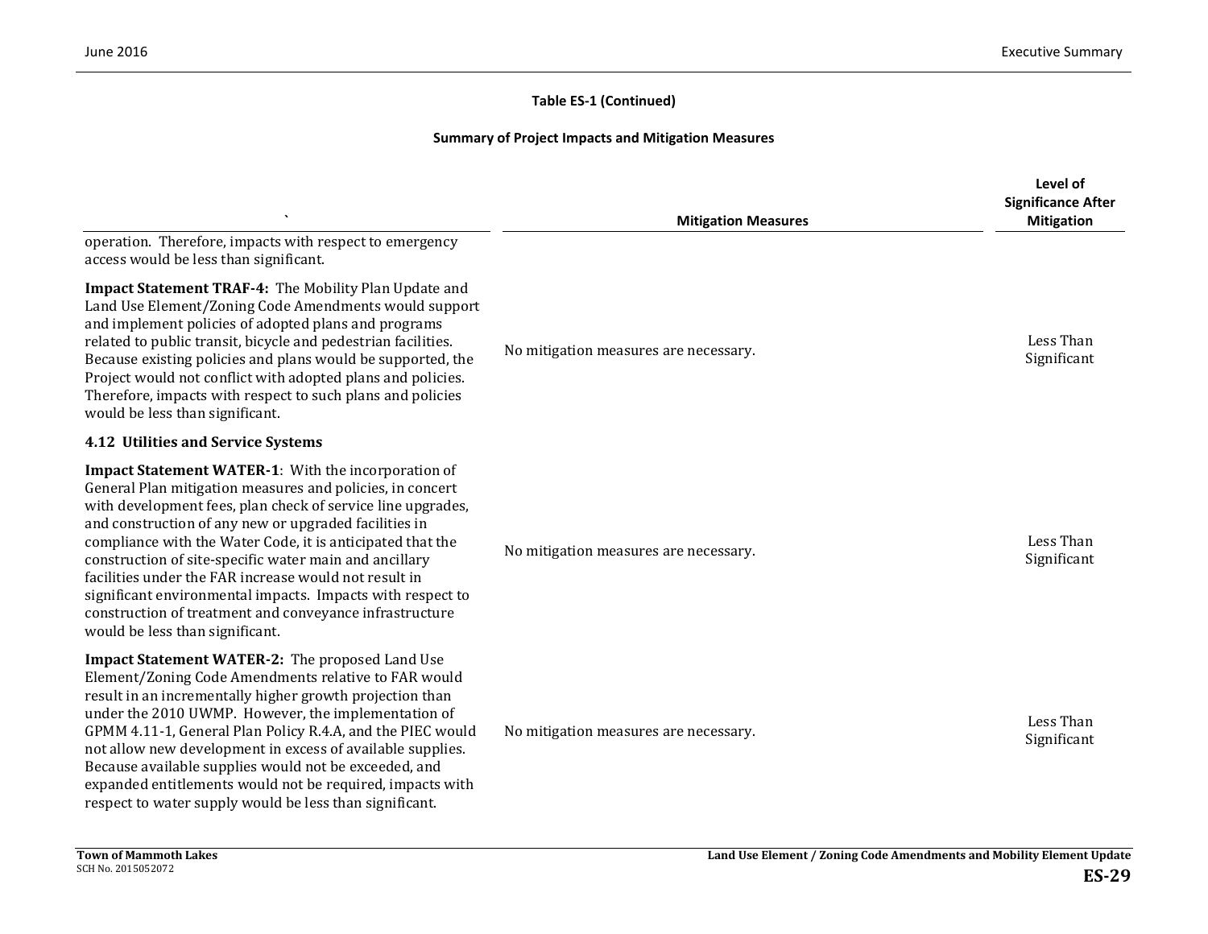**Table ES-1 (Continued)**

**Summary of Project Impacts and Mitigation Measures**

| ` | Mitigation Measures | Level of Significance After Mitigation |
|---|---|---|
| operation. Therefore, impacts with respect to emergency access would be less than significant. | | |
| **Impact Statement TRAF-4:** The Mobility Plan Update and Land Use Element/Zoning Code Amendments would support and implement policies of adopted plans and programs related to public transit, bicycle and pedestrian facilities. Because existing policies and plans would be supported, the Project would not conflict with adopted plans and policies. Therefore, impacts with respect to such plans and policies would be less than significant. | No mitigation measures are necessary. | Less Than Significant |
| **4.12 Utilities and Service Systems** | | |
| **Impact Statement WATER-1**: With the incorporation of General Plan mitigation measures and policies, in concert with development fees, plan check of service line upgrades, and construction of any new or upgraded facilities in compliance with the Water Code, it is anticipated that the construction of site-specific water main and ancillary facilities under the FAR increase would not result in significant environmental impacts. Impacts with respect to construction of treatment and conveyance infrastructure would be less than significant. | No mitigation measures are necessary. | Less Than Significant |
| **Impact Statement WATER-2:** The proposed Land Use Element/Zoning Code Amendments relative to FAR would result in an incrementally higher growth projection than under the 2010 UWMP. However, the implementation of GPMM 4.11-1, General Plan Policy R.4.A, and the PIEC would not allow new development in excess of available supplies. Because available supplies would not be exceeded, and expanded entitlements would not be required, impacts with respect to water supply would be less than significant. | No mitigation measures are necessary. | Less Than Significant |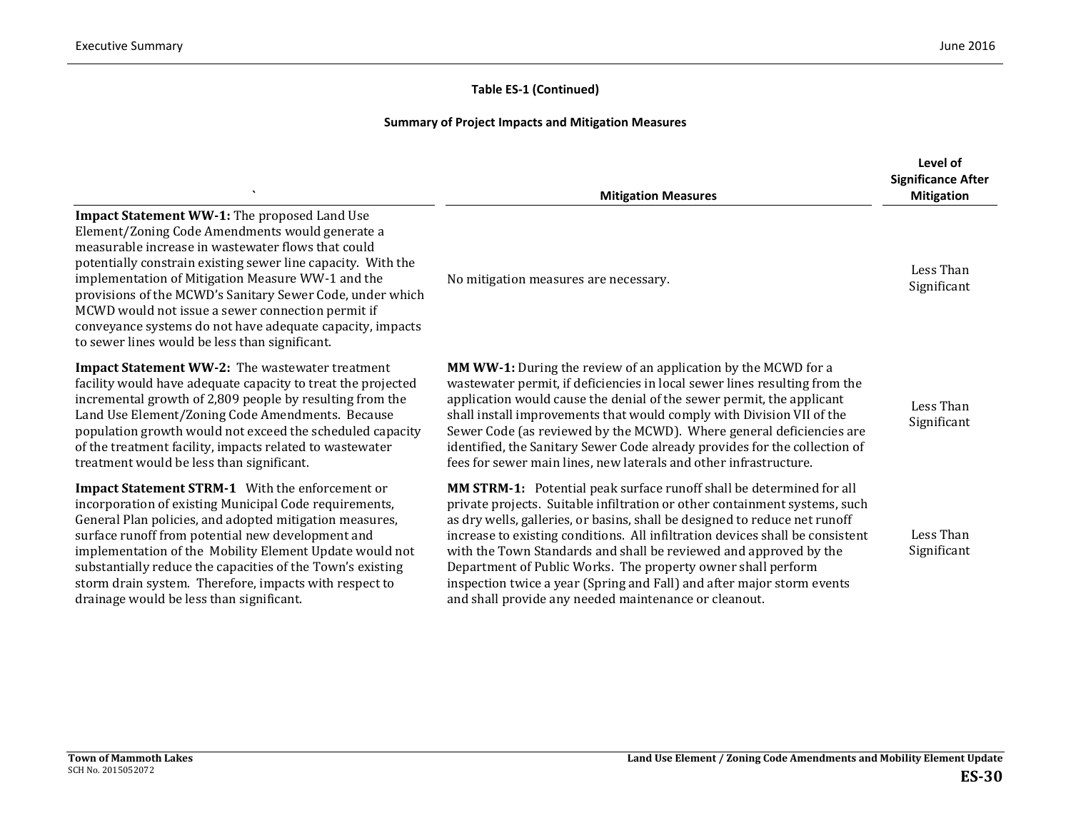**Table ES-1 (Continued)**

**Summary of Project Impacts and Mitigation Measures**

| ` | Mitigation Measures | Level of Significance After Mitigation |
|---|---|---|
| **Impact Statement WW-1:** The proposed Land Use Element/Zoning Code Amendments would generate a measurable increase in wastewater flows that could potentially constrain existing sewer line capacity. With the implementation of Mitigation Measure WW-1 and the provisions of the MCWD's Sanitary Sewer Code, under which MCWD would not issue a sewer connection permit if conveyance systems do not have adequate capacity, impacts to sewer lines would be less than significant. | No mitigation measures are necessary. | Less Than Significant |
| **Impact Statement WW-2:** The wastewater treatment facility would have adequate capacity to treat the projected incremental growth of 2,809 people by resulting from the Land Use Element/Zoning Code Amendments. Because population growth would not exceed the scheduled capacity of the treatment facility, impacts related to wastewater treatment would be less than significant. | **MM WW-1:** During the review of an application by the MCWD for a wastewater permit, if deficiencies in local sewer lines resulting from the application would cause the denial of the sewer permit, the applicant shall install improvements that would comply with Division VII of the Sewer Code (as reviewed by the MCWD). Where general deficiencies are identified, the Sanitary Sewer Code already provides for the collection of fees for sewer main lines, new laterals and other infrastructure. | Less Than Significant |
| **Impact Statement STRM-1** With the enforcement or incorporation of existing Municipal Code requirements, General Plan policies, and adopted mitigation measures, surface runoff from potential new development and implementation of the Mobility Element Update would not substantially reduce the capacities of the Town's existing storm drain system. Therefore, impacts with respect to drainage would be less than significant. | **MM STRM-1:** Potential peak surface runoff shall be determined for all private projects. Suitable infiltration or other containment systems, such as dry wells, galleries, or basins, shall be designed to reduce net runoff increase to existing conditions. All infiltration devices shall be consistent with the Town Standards and shall be reviewed and approved by the Department of Public Works. The property owner shall perform inspection twice a year (Spring and Fall) and after major storm events and shall provide any needed maintenance or cleanout. | Less Than Significant |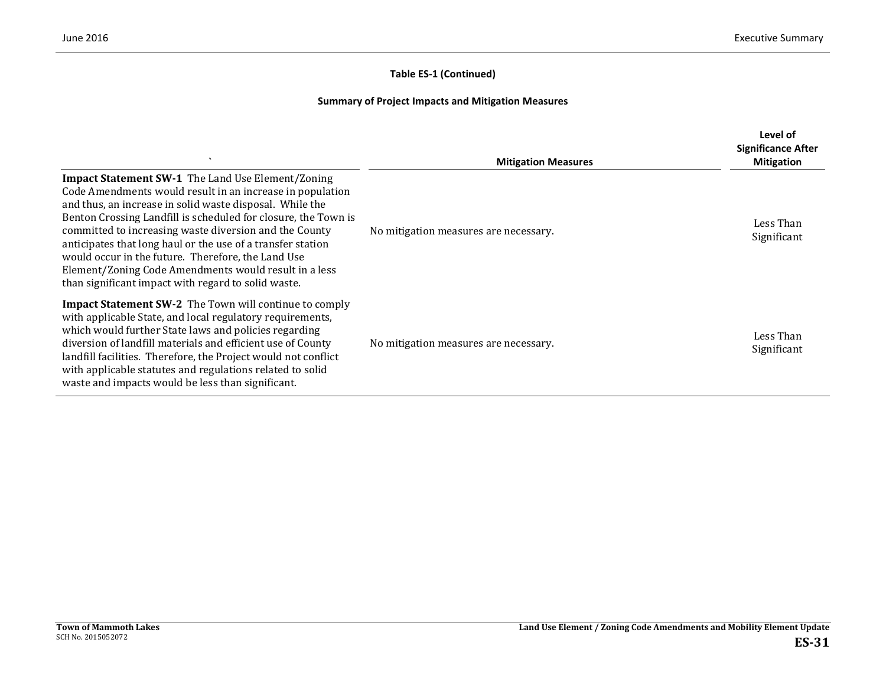**Table ES-1 (Continued)**

**Summary of Project Impacts and Mitigation Measures**

| ` | Mitigation Measures | Level of Significance After Mitigation |
|---|---|---|
| **Impact Statement SW-1** The Land Use Element/Zoning Code Amendments would result in an increase in population and thus, an increase in solid waste disposal. While the Benton Crossing Landfill is scheduled for closure, the Town is committed to increasing waste diversion and the County anticipates that long haul or the use of a transfer station would occur in the future. Therefore, the Land Use Element/Zoning Code Amendments would result in a less than significant impact with regard to solid waste. | No mitigation measures are necessary. | Less Than Significant |
| **Impact Statement SW-2** The Town will continue to comply with applicable State, and local regulatory requirements, which would further State laws and policies regarding diversion of landfill materials and efficient use of County landfill facilities. Therefore, the Project would not conflict with applicable statutes and regulations related to solid waste and impacts would be less than significant. | No mitigation measures are necessary. | Less Than Significant |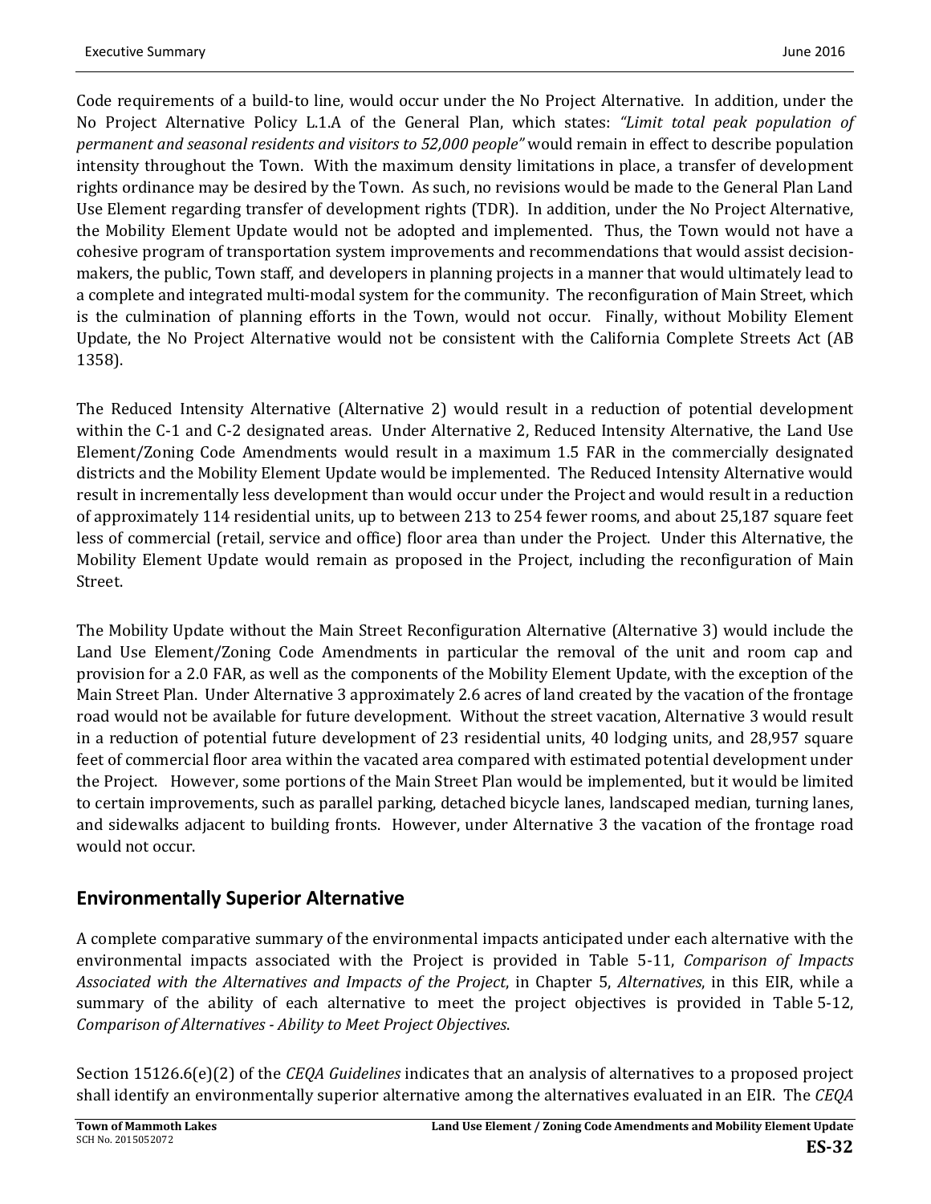Code requirements of a build-to line, would occur under the No Project Alternative. In addition, under the No Project Alternative Policy L.1.A of the General Plan, which states: *"Limit total peak population of permanent and seasonal residents and visitors to 52,000 people"* would remain in effect to describe population intensity throughout the Town. With the maximum density limitations in place, a transfer of development rights ordinance may be desired by the Town. As such, no revisions would be made to the General Plan Land Use Element regarding transfer of development rights (TDR). In addition, under the No Project Alternative, the Mobility Element Update would not be adopted and implemented. Thus, the Town would not have a cohesive program of transportation system improvements and recommendations that would assist decision-makers, the public, Town staff, and developers in planning projects in a manner that would ultimately lead to a complete and integrated multi-modal system for the community. The reconfiguration of Main Street, which is the culmination of planning efforts in the Town, would not occur. Finally, without Mobility Element Update, the No Project Alternative would not be consistent with the California Complete Streets Act (AB 1358).

The Reduced Intensity Alternative (Alternative 2) would result in a reduction of potential development within the C-1 and C-2 designated areas. Under Alternative 2, Reduced Intensity Alternative, the Land Use Element/Zoning Code Amendments would result in a maximum 1.5 FAR in the commercially designated districts and the Mobility Element Update would be implemented. The Reduced Intensity Alternative would result in incrementally less development than would occur under the Project and would result in a reduction of approximately 114 residential units, up to between 213 to 254 fewer rooms, and about 25,187 square feet less of commercial (retail, service and office) floor area than under the Project. Under this Alternative, the Mobility Element Update would remain as proposed in the Project, including the reconfiguration of Main Street.

The Mobility Update without the Main Street Reconfiguration Alternative (Alternative 3) would include the Land Use Element/Zoning Code Amendments in particular the removal of the unit and room cap and provision for a 2.0 FAR, as well as the components of the Mobility Element Update, with the exception of the Main Street Plan. Under Alternative 3 approximately 2.6 acres of land created by the vacation of the frontage road would not be available for future development. Without the street vacation, Alternative 3 would result in a reduction of potential future development of 23 residential units, 40 lodging units, and 28,957 square feet of commercial floor area within the vacated area compared with estimated potential development under the Project. However, some portions of the Main Street Plan would be implemented, but it would be limited to certain improvements, such as parallel parking, detached bicycle lanes, landscaped median, turning lanes, and sidewalks adjacent to building fronts. However, under Alternative 3 the vacation of the frontage road would not occur.

## Environmentally Superior Alternative

A complete comparative summary of the environmental impacts anticipated under each alternative with the environmental impacts associated with the Project is provided in Table 5-11, *Comparison of Impacts Associated with the Alternatives and Impacts of the Project*, in Chapter 5, *Alternatives*, in this EIR, while a summary of the ability of each alternative to meet the project objectives is provided in Table 5-12, *Comparison of Alternatives - Ability to Meet Project Objectives*.

Section 15126.6(e)(2) of the *CEQA Guidelines* indicates that an analysis of alternatives to a proposed project shall identify an environmentally superior alternative among the alternatives evaluated in an EIR. The *CEQA*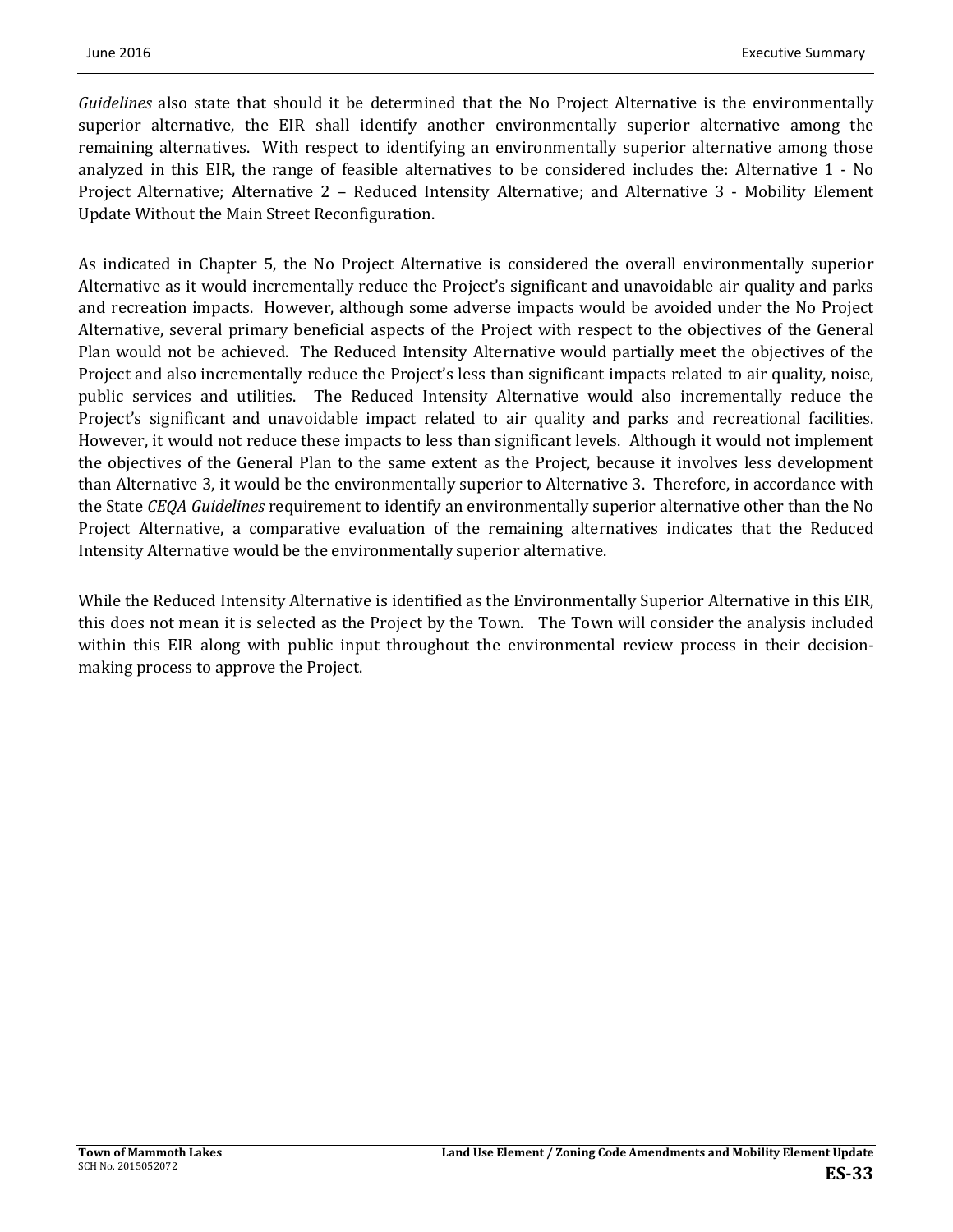*Guidelines* also state that should it be determined that the No Project Alternative is the environmentally superior alternative, the EIR shall identify another environmentally superior alternative among the remaining alternatives. With respect to identifying an environmentally superior alternative among those analyzed in this EIR, the range of feasible alternatives to be considered includes the: Alternative 1 - No Project Alternative; Alternative 2 – Reduced Intensity Alternative; and Alternative 3 - Mobility Element Update Without the Main Street Reconfiguration.

As indicated in Chapter 5, the No Project Alternative is considered the overall environmentally superior Alternative as it would incrementally reduce the Project's significant and unavoidable air quality and parks and recreation impacts. However, although some adverse impacts would be avoided under the No Project Alternative, several primary beneficial aspects of the Project with respect to the objectives of the General Plan would not be achieved. The Reduced Intensity Alternative would partially meet the objectives of the Project and also incrementally reduce the Project's less than significant impacts related to air quality, noise, public services and utilities. The Reduced Intensity Alternative would also incrementally reduce the Project's significant and unavoidable impact related to air quality and parks and recreational facilities. However, it would not reduce these impacts to less than significant levels. Although it would not implement the objectives of the General Plan to the same extent as the Project, because it involves less development than Alternative 3, it would be the environmentally superior to Alternative 3. Therefore, in accordance with the State *CEQA Guidelines* requirement to identify an environmentally superior alternative other than the No Project Alternative, a comparative evaluation of the remaining alternatives indicates that the Reduced Intensity Alternative would be the environmentally superior alternative.

While the Reduced Intensity Alternative is identified as the Environmentally Superior Alternative in this EIR, this does not mean it is selected as the Project by the Town. The Town will consider the analysis included within this EIR along with public input throughout the environmental review process in their decision-making process to approve the Project.